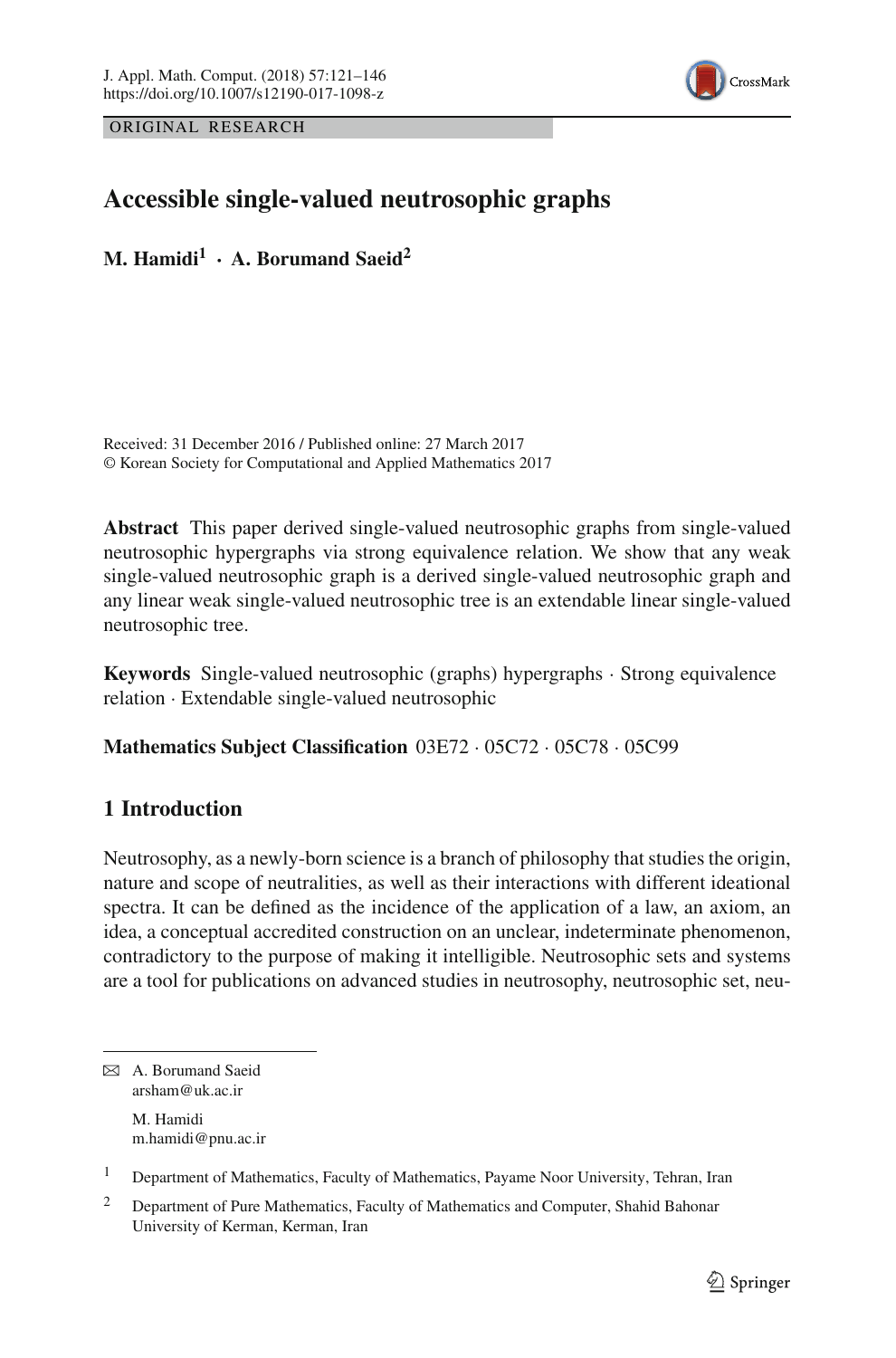ORIGINAL RESEARCH

# Accessible single-valued neutrosophic graphs

**M. Hamidi[1] · A. Borumand Saeid[2]**

Received: 31 December 2016 / Published online: 27 March 2017
© Korean Society for Computational and Applied Mathematics 2017

**Abstract** This paper derived single-valued neutrosophic graphs from single-valued neutrosophic hypergraphs via strong equivalence relation. We show that any weak single-valued neutrosophic graph is a derived single-valued neutrosophic graph and any linear weak single-valued neutrosophic tree is an extendable linear single-valued neutrosophic tree.

**Keywords** Single-valued neutrosophic (graphs) hypergraphs · Strong equivalence relation · Extendable single-valued neutrosophic

**Mathematics Subject Classification** 03E72 · 05C72 · 05C78 · 05C99

## 1 Introduction

Neutrosophy, as a newly-born science is a branch of philosophy that studies the origin, nature and scope of neutralities, as well as their interactions with different ideational spectra. It can be defined as the incidence of the application of a law, an axiom, an idea, a conceptual accredited construction on an unclear, indeterminate phenomenon, contradictory to the purpose of making it intelligible. Neutrosophic sets and systems are a tool for publications on advanced studies in neutrosophy, neutrosophic set, neu-

---

✉ A. Borumand Saeid
arsham@uk.ac.ir

M. Hamidi
m.hamidi@pnu.ac.ir

[1] Department of Mathematics, Faculty of Mathematics, Payame Noor University, Tehran, Iran

[2] Department of Pure Mathematics, Faculty of Mathematics and Computer, Shahid Bahonar University of Kerman, Kerman, Iran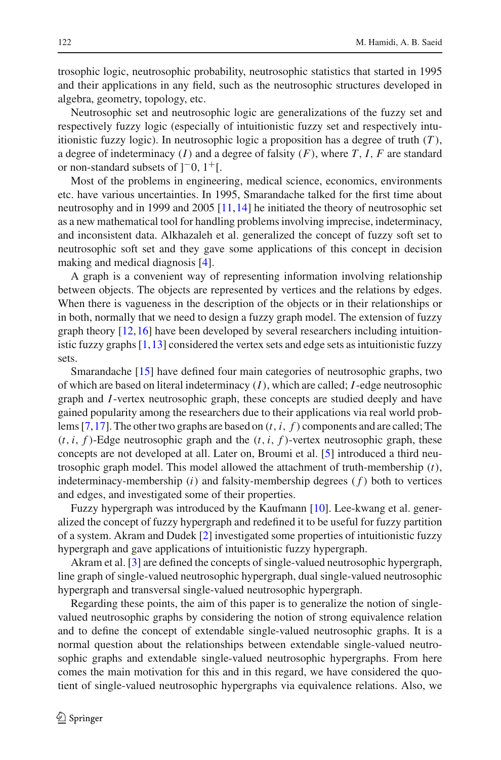trosophic logic, neutrosophic probability, neutrosophic statistics that started in 1995 and their applications in any field, such as the neutrosophic structures developed in algebra, geometry, topology, etc.

Neutrosophic set and neutrosophic logic are generalizations of the fuzzy set and respectively fuzzy logic (especially of intuitionistic fuzzy set and respectively intuitionistic fuzzy logic). In neutrosophic logic a proposition has a degree of truth ($T$), a degree of indeterminacy ($I$) and a degree of falsity ($F$), where $T$, $I$, $F$ are standard or non-standard subsets of $]^{-}0, 1^{+}[$.

Most of the problems in engineering, medical science, economics, environments etc. have various uncertainties. In 1995, Smarandache talked for the first time about neutrosophy and in 1999 and 2005 [11,14] he initiated the theory of neutrosophic set as a new mathematical tool for handling problems involving imprecise, indeterminacy, and inconsistent data. Alkhazaleh et al. generalized the concept of fuzzy soft set to neutrosophic soft set and they gave some applications of this concept in decision making and medical diagnosis [4].

A graph is a convenient way of representing information involving relationship between objects. The objects are represented by vertices and the relations by edges. When there is vagueness in the description of the objects or in their relationships or in both, normally that we need to design a fuzzy graph model. The extension of fuzzy graph theory [12,16] have been developed by several researchers including intuitionistic fuzzy graphs [1,13] considered the vertex sets and edge sets as intuitionistic fuzzy sets.

Smarandache [15] have defined four main categories of neutrosophic graphs, two of which are based on literal indeterminacy ($I$), which are called; $I$-edge neutrosophic graph and $I$-vertex neutrosophic graph, these concepts are studied deeply and have gained popularity among the researchers due to their applications via real world problems [7,17]. The other two graphs are based on $(t, i, f)$ components and are called; The $(t, i, f)$-Edge neutrosophic graph and the $(t, i, f)$-vertex neutrosophic graph, these concepts are not developed at all. Later on, Broumi et al. [5] introduced a third neutrosophic graph model. This model allowed the attachment of truth-membership ($t$), indeterminacy-membership ($i$) and falsity-membership degrees ($f$) both to vertices and edges, and investigated some of their properties.

Fuzzy hypergraph was introduced by the Kaufmann [10]. Lee-kwang et al. generalized the concept of fuzzy hypergraph and redefined it to be useful for fuzzy partition of a system. Akram and Dudek [2] investigated some properties of intuitionistic fuzzy hypergraph and gave applications of intuitionistic fuzzy hypergraph.

Akram et al. [3] are defined the concepts of single-valued neutrosophic hypergraph, line graph of single-valued neutrosophic hypergraph, dual single-valued neutrosophic hypergraph and transversal single-valued neutrosophic hypergraph.

Regarding these points, the aim of this paper is to generalize the notion of single-valued neutrosophic graphs by considering the notion of strong equivalence relation and to define the concept of extendable single-valued neutrosophic graphs. It is a normal question about the relationships between extendable single-valued neutrosophic graphs and extendable single-valued neutrosophic hypergraphs. From here comes the main motivation for this and in this regard, we have considered the quotient of single-valued neutrosophic hypergraphs via equivalence relations. Also, we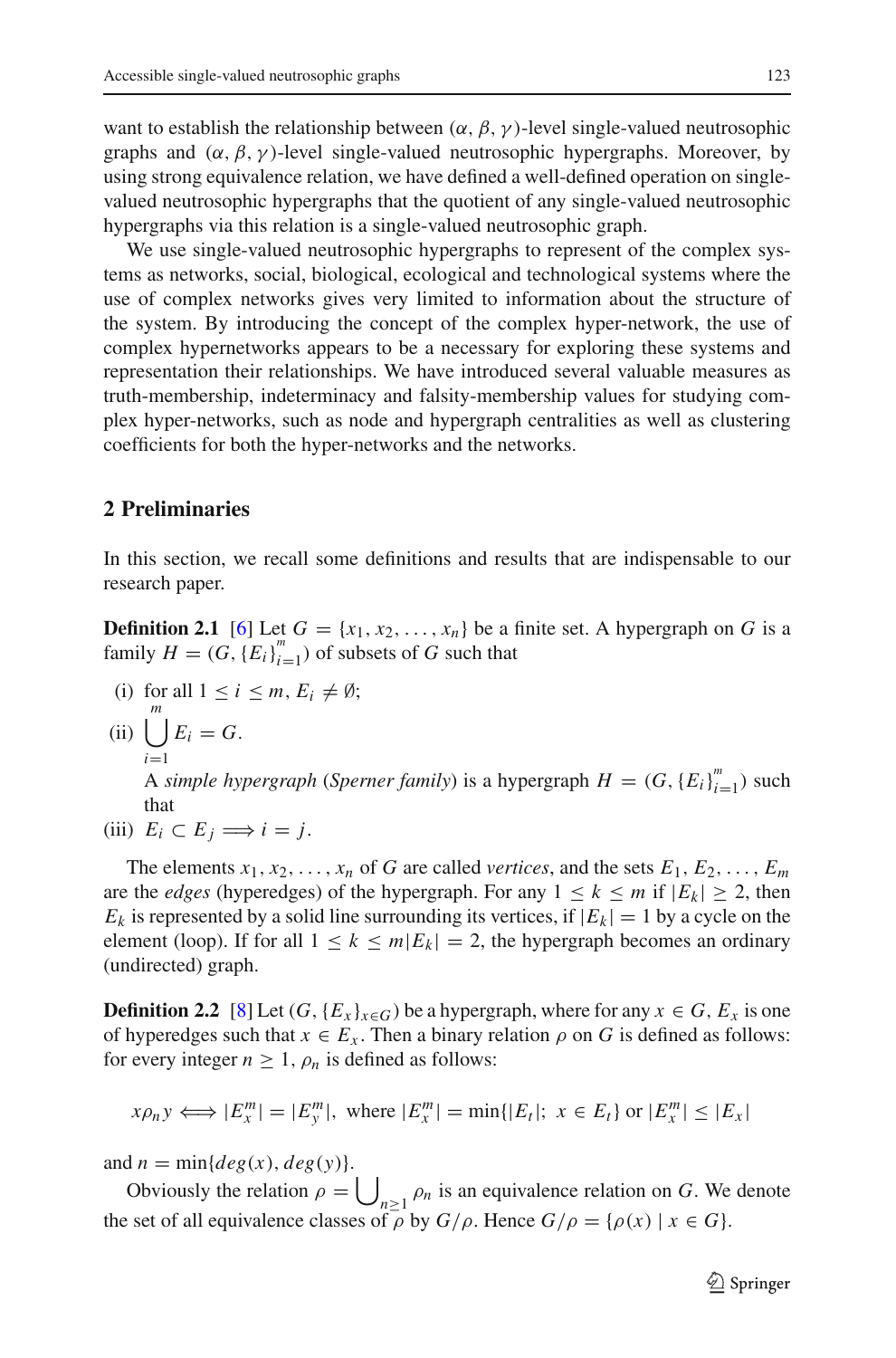want to establish the relationship between $(\alpha, \beta, \gamma)$-level single-valued neutrosophic graphs and $(\alpha, \beta, \gamma)$-level single-valued neutrosophic hypergraphs. Moreover, by using strong equivalence relation, we have defined a well-defined operation on single-valued neutrosophic hypergraphs that the quotient of any single-valued neutrosophic hypergraphs via this relation is a single-valued neutrosophic graph.

We use single-valued neutrosophic hypergraphs to represent of the complex systems as networks, social, biological, ecological and technological systems where the use of complex networks gives very limited to information about the structure of the system. By introducing the concept of the complex hyper-network, the use of complex hypernetworks appears to be a necessary for exploring these systems and representation their relationships. We have introduced several valuable measures as truth-membership, indeterminacy and falsity-membership values for studying complex hyper-networks, such as node and hypergraph centralities as well as clustering coefficients for both the hyper-networks and the networks.

## 2 Preliminaries

In this section, we recall some definitions and results that are indispensable to our research paper.

**Definition 2.1** [6] Let $G = \{x_1, x_2, \ldots, x_n\}$ be a finite set. A hypergraph on $G$ is a family $H = (G, \{E_i\}_{i=1}^m)$ of subsets of $G$ such that

(i) for all $1 \leq i \leq m$, $E_i \neq \emptyset$;

(ii) $\bigcup_{i=1}^{m} E_i = G$.

A *simple hypergraph* (*Sperner family*) is a hypergraph $H = (G, \{E_i\}_{i=1}^m)$ such that

(iii) $E_i \subset E_j \Longrightarrow i = j$.

The elements $x_1, x_2, \ldots, x_n$ of $G$ are called *vertices*, and the sets $E_1, E_2, \ldots, E_m$ are the *edges* (hyperedges) of the hypergraph. For any $1 \leq k \leq m$ if $|E_k| \geq 2$, then $E_k$ is represented by a solid line surrounding its vertices, if $|E_k| = 1$ by a cycle on the element (loop). If for all $1 \leq k \leq m |E_k| = 2$, the hypergraph becomes an ordinary (undirected) graph.

**Definition 2.2** [8] Let $(G, \{E_x\}_{x \in G})$ be a hypergraph, where for any $x \in G$, $E_x$ is one of hyperedges such that $x \in E_x$. Then a binary relation $\rho$ on $G$ is defined as follows: for every integer $n \geq 1$, $\rho_n$ is defined as follows:

$$x \rho_n y \Longleftrightarrow |E_x^m| = |E_y^m|, \text{ where } |E_x^m| = \min\{|E_t|;\ x \in E_t\} \text{ or } |E_x^m| \leq |E_x|$$

and $n = \min\{deg(x), deg(y)\}$.

Obviously the relation $\rho = \bigcup_{n \geq 1} \rho_n$ is an equivalence relation on $G$. We denote the set of all equivalence classes of $\rho$ by $G/\rho$. Hence $G/\rho = \{\rho(x) \mid x \in G\}$.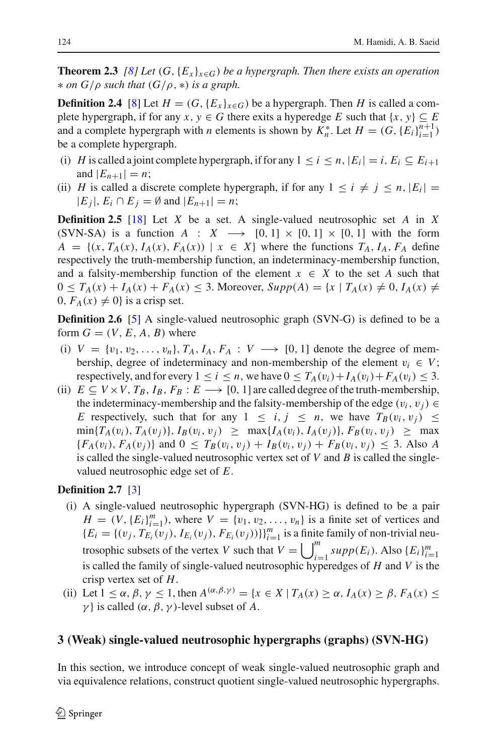**Theorem 2.3** *[8] Let $(G, \{E_x\}_{x \in G})$ be a hypergraph. Then there exists an operation $*$ on $G/\rho$ such that $(G/\rho, *)$ is a graph.*

**Definition 2.4** [8] Let $H = (G, \{E_x\}_{x \in G})$ be a hypergraph. Then $H$ is called a complete hypergraph, if for any $x, y \in G$ there exits a hyperedge $E$ such that $\{x, y\} \subseteq E$ and a complete hypergraph with $n$ elements is shown by $K_n^*$. Let $H = (G, \{E_i\}_{i=1}^{n+1})$ be a complete hypergraph.

(i) $H$ is called a joint complete hypergraph, if for any $1 \leq i \leq n$, $|E_i| = i$, $E_i \subseteq E_{i+1}$ and $|E_{n+1}| = n$;

(ii) $H$ is called a discrete complete hypergraph, if for any $1 \leq i \neq j \leq n$, $|E_i| = |E_j|$, $E_i \cap E_j = \emptyset$ and $|E_{n+1}| = n$;

**Definition 2.5** [18] Let $X$ be a set. A single-valued neutrosophic set $A$ in $X$ (SVN-SA) is a function $A : X \longrightarrow [0, 1] \times [0, 1] \times [0, 1]$ with the form $A = \{(x, T_A(x), I_A(x), F_A(x)) \mid x \in X\}$ where the functions $T_A, I_A, F_A$ define respectively the truth-membership function, an indeterminacy-membership function, and a falsity-membership function of the element $x \in X$ to the set $A$ such that $0 \leq T_A(x) + I_A(x) + F_A(x) \leq 3$. Moreover, $Supp(A) = \{x \mid T_A(x) \neq 0, I_A(x) \neq 0, F_A(x) \neq 0\}$ is a crisp set.

**Definition 2.6** [5] A single-valued neutrosophic graph (SVN-G) is defined to be a form $G = (V, E, A, B)$ where

(i) $V = \{v_1, v_2, \ldots, v_n\}$, $T_A, I_A, F_A : V \longrightarrow [0, 1]$ denote the degree of membership, degree of indeterminacy and non-membership of the element $v_i \in V$; respectively, and for every $1 \leq i \leq n$, we have $0 \leq T_A(v_i) + I_A(v_i) + F_A(v_i) \leq 3$.

(ii) $E \subseteq V \times V$, $T_B, I_B, F_B : E \longrightarrow [0, 1]$ are called degree of the truth-membership, the indeterminacy-membership and the falsity-membership of the edge $(v_i, v_j) \in E$ respectively, such that for any $1 \leq i, j \leq n$, we have $T_B(v_i, v_j) \leq \min\{T_A(v_i), T_A(v_j)\}$, $I_B(v_i, v_j) \geq \max\{I_A(v_i), I_A(v_j)\}$, $F_B(v_i, v_j) \geq \max\{F_A(v_i), F_A(v_j)\}$ and $0 \leq T_B(v_i, v_j) + I_B(v_i, v_j) + F_B(v_i, v_j) \leq 3$. Also $A$ is called the single-valued neutrosophic vertex set of $V$ and $B$ is called the single-valued neutrosophic edge set of $E$.

**Definition 2.7** [3]

(i) A single-valued neutrosophic hypergraph (SVN-HG) is defined to be a pair $H = (V, \{E_i\}_{i=1}^m)$, where $V = \{v_1, v_2, \ldots, v_n\}$ is a finite set of vertices and $\{E_i = \{(v_j, T_{E_i}(v_j), I_{E_i}(v_j), F_{E_i}(v_j))\}\}_{i=1}^m$ is a finite family of non-trivial neutrosophic subsets of the vertex $V$ such that $V = \bigcup_{i=1}^m supp(E_i)$. Also $\{E_i\}_{i=1}^m$ is called the family of single-valued neutrosophic hyperedges of $H$ and $V$ is the crisp vertex set of $H$.

(ii) Let $1 \leq \alpha, \beta, \gamma \leq 1$, then $A^{(\alpha,\beta,\gamma)} = \{x \in X \mid T_A(x) \geq \alpha, I_A(x) \geq \beta, F_A(x) \leq \gamma\}$ is called $(\alpha, \beta, \gamma)$-level subset of $A$.

## 3 (Weak) single-valued neutrosophic hypergraphs (graphs) (SVN-HG)

In this section, we introduce concept of weak single-valued neutrosophic graph and via equivalence relations, construct quotient single-valued neutrosophic hypergraphs.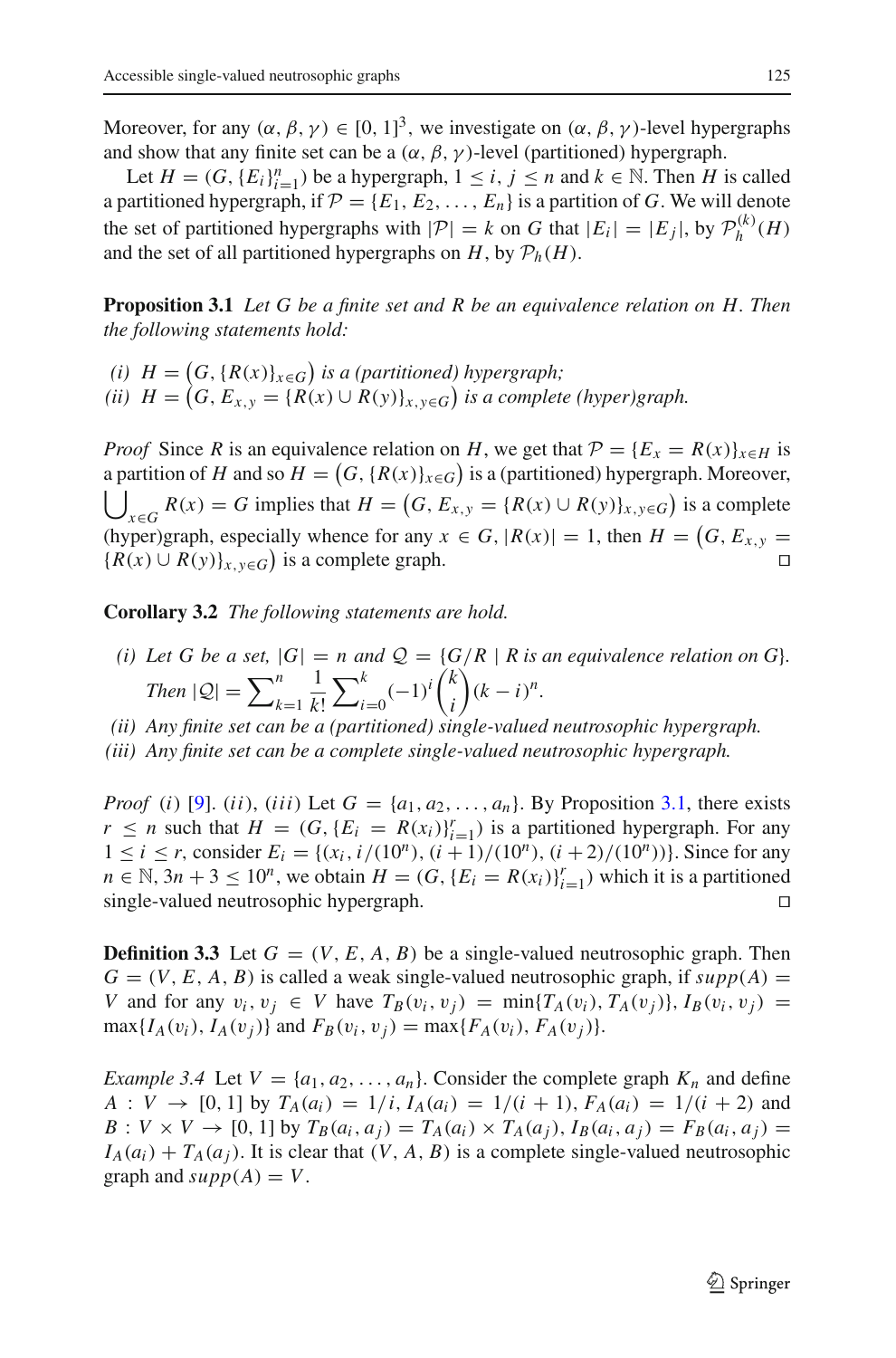Moreover, for any $(\alpha, \beta, \gamma) \in [0, 1]^3$, we investigate on $(\alpha, \beta, \gamma)$-level hypergraphs and show that any finite set can be a $(\alpha, \beta, \gamma)$-level (partitioned) hypergraph.

Let $H = (G, \{E_i\}_{i=1}^{n})$ be a hypergraph, $1 \leq i, j \leq n$ and $k \in \mathbb{N}$. Then $H$ is called a partitioned hypergraph, if $\mathcal{P} = \{E_1, E_2, \ldots, E_n\}$ is a partition of $G$. We will denote the set of partitioned hypergraphs with $|\mathcal{P}| = k$ on $G$ that $|E_i| = |E_j|$, by $\mathcal{P}_h^{(k)}(H)$ and the set of all partitioned hypergraphs on $H$, by $\mathcal{P}_h(H)$.

**Proposition 3.1** *Let $G$ be a finite set and $R$ be an equivalence relation on $H$. Then the following statements hold:*

*(i) $H = \big(G, \{R(x)\}_{x \in G}\big)$ is a (partitioned) hypergraph;*
*(ii) $H = \big(G, E_{x,y} = \{R(x) \cup R(y)\}_{x,y \in G}\big)$ is a complete (hyper)graph.*

*Proof* Since $R$ is an equivalence relation on $H$, we get that $\mathcal{P} = \{E_x = R(x)\}_{x \in H}$ is a partition of $H$ and so $H = \big(G, \{R(x)\}_{x \in G}\big)$ is a (partitioned) hypergraph. Moreover, $\bigcup_{x \in G} R(x) = G$ implies that $H = \big(G, E_{x,y} = \{R(x) \cup R(y)\}_{x,y \in G}\big)$ is a complete (hyper)graph, especially whence for any $x \in G$, $|R(x)| = 1$, then $H = \big(G, E_{x,y} = \{R(x) \cup R(y)\}_{x,y \in G}\big)$ is a complete graph. □

**Corollary 3.2** *The following statements are hold.*

*(i) Let $G$ be a set, $|G| = n$ and $\mathcal{Q} = \{G/R \mid R \text{ is an equivalence relation on } G\}$. Then $|\mathcal{Q}| = \sum_{k=1}^{n} \frac{1}{k!} \sum_{i=0}^{k} (-1)^i \binom{k}{i} (k-i)^n$.*
*(ii) Any finite set can be a (partitioned) single-valued neutrosophic hypergraph.*
*(iii) Any finite set can be a complete single-valued neutrosophic hypergraph.*

*Proof* $(i)$ [9]. $(ii)$, $(iii)$ Let $G = \{a_1, a_2, \ldots, a_n\}$. By Proposition 3.1, there exists $r \leq n$ such that $H = (G, \{E_i = R(x_i)\}_{i=1}^{r})$ is a partitioned hypergraph. For any $1 \leq i \leq r$, consider $E_i = \{(x_i, i/(10^n), (i+1)/(10^n), (i+2)/(10^n))\}$. Since for any $n \in \mathbb{N}$, $3n + 3 \leq 10^n$, we obtain $H = (G, \{E_i = R(x_i)\}_{i=1}^{r})$ which it is a partitioned single-valued neutrosophic hypergraph. □

**Definition 3.3** Let $G = (V, E, A, B)$ be a single-valued neutrosophic graph. Then $G = (V, E, A, B)$ is called a weak single-valued neutrosophic graph, if $supp(A) = V$ and for any $v_i, v_j \in V$ have $T_B(v_i, v_j) = \min\{T_A(v_i), T_A(v_j)\}$, $I_B(v_i, v_j) = \max\{I_A(v_i), I_A(v_j)\}$ and $F_B(v_i, v_j) = \max\{F_A(v_i), F_A(v_j)\}$.

*Example 3.4* Let $V = \{a_1, a_2, \ldots, a_n\}$. Consider the complete graph $K_n$ and define $A : V \rightarrow [0, 1]$ by $T_A(a_i) = 1/i$, $I_A(a_i) = 1/(i+1)$, $F_A(a_i) = 1/(i+2)$ and $B : V \times V \rightarrow [0, 1]$ by $T_B(a_i, a_j) = T_A(a_i) \times T_A(a_j)$, $I_B(a_i, a_j) = F_B(a_i, a_j) = I_A(a_i) + T_A(a_j)$. It is clear that $(V, A, B)$ is a complete single-valued neutrosophic graph and $supp(A) = V$.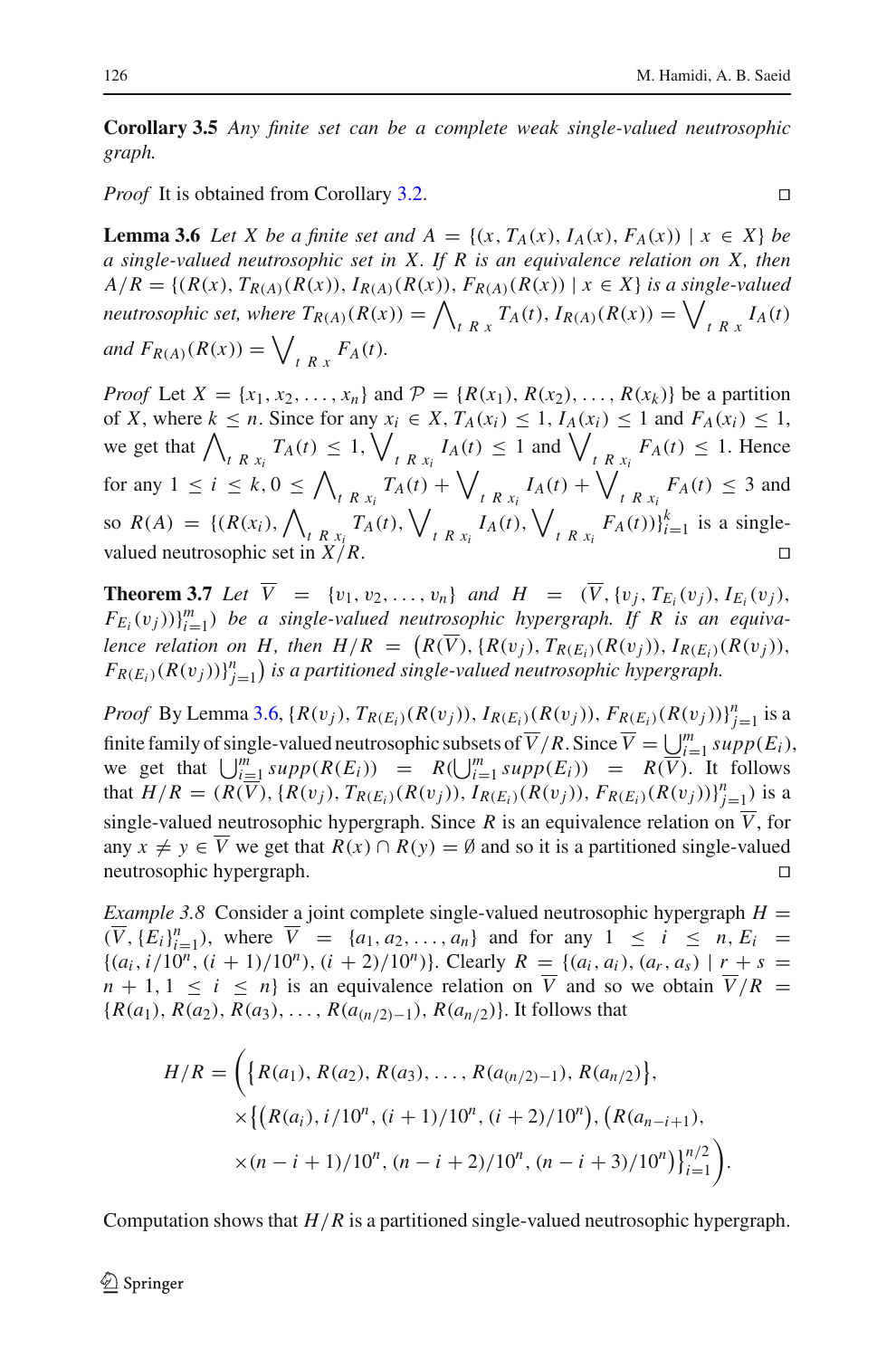**Corollary 3.5** *Any finite set can be a complete weak single-valued neutrosophic graph.*

*Proof* It is obtained from Corollary 3.2. □

**Lemma 3.6** *Let $X$ be a finite set and $A = \{(x, T_A(x), I_A(x), F_A(x)) \mid x \in X\}$ be a single-valued neutrosophic set in $X$. If $R$ is an equivalence relation on $X$, then $A/R = \{(R(x), T_{R(A)}(R(x)), I_{R(A)}(R(x)), F_{R(A)}(R(x)) \mid x \in X\}$ is a single-valued neutrosophic set, where $T_{R(A)}(R(x)) = \bigwedge_{t\ R\ x} T_A(t)$, $I_{R(A)}(R(x)) = \bigvee_{t\ R\ x} I_A(t)$ and $F_{R(A)}(R(x)) = \bigvee_{t\ R\ x} F_A(t)$.*

*Proof* Let $X = \{x_1, x_2, \ldots, x_n\}$ and $\mathcal{P} = \{R(x_1), R(x_2), \ldots, R(x_k)\}$ be a partition of $X$, where $k \leq n$. Since for any $x_i \in X$, $T_A(x_i) \leq 1$, $I_A(x_i) \leq 1$ and $F_A(x_i) \leq 1$, we get that $\bigwedge_{t\ R\ x_i} T_A(t) \leq 1$, $\bigvee_{t\ R\ x_i} I_A(t) \leq 1$ and $\bigvee_{t\ R\ x_i} F_A(t) \leq 1$. Hence for any $1 \leq i \leq k$, $0 \leq \bigwedge_{t\ R\ x_i} T_A(t) + \bigvee_{t\ R\ x_i} I_A(t) + \bigvee_{t\ R\ x_i} F_A(t) \leq 3$ and so $R(A) = \{(R(x_i), \bigwedge_{t\ R\ x_i} T_A(t), \bigvee_{t\ R\ x_i} I_A(t), \bigvee_{t\ R\ x_i} F_A(t))\}_{i=1}^{k}$ is a single-valued neutrosophic set in $X/R$. □

**Theorem 3.7** *Let $\overline{V} = \{v_1, v_2, \ldots, v_n\}$ and $H = (\overline{V}, \{v_j, T_{E_i}(v_j), I_{E_i}(v_j), F_{E_i}(v_j))\}_{i=1}^{m})$ be a single-valued neutrosophic hypergraph. If $R$ is an equivalence relation on $H$, then $H/R = \big(R(\overline{V}), \{R(v_j), T_{R(E_i)}(R(v_j)), I_{R(E_i)}(R(v_j)), F_{R(E_i)}(R(v_j))\}_{j=1}^{n}\big)$ is a partitioned single-valued neutrosophic hypergraph.*

*Proof* By Lemma 3.6, $\{R(v_j), T_{R(E_i)}(R(v_j)), I_{R(E_i)}(R(v_j)), F_{R(E_i)}(R(v_j))\}_{j=1}^{n}$ is a finite family of single-valued neutrosophic subsets of $\overline{V}/R$. Since $\overline{V} = \bigcup_{i=1}^{m} supp(E_i)$, we get that $\bigcup_{i=1}^{m} supp(R(E_i)) = R(\bigcup_{i=1}^{m} supp(E_i)) = R(\overline{V})$. It follows that $H/R = (R(\overline{V}), \{R(v_j), T_{R(E_i)}(R(v_j)), I_{R(E_i)}(R(v_j)), F_{R(E_i)}(R(v_j))\}_{j=1}^{n})$ is a single-valued neutrosophic hypergraph. Since $R$ is an equivalence relation on $\overline{V}$, for any $x \neq y \in \overline{V}$ we get that $R(x) \cap R(y) = \emptyset$ and so it is a partitioned single-valued neutrosophic hypergraph. □

*Example 3.8* Consider a joint complete single-valued neutrosophic hypergraph $H = (\overline{V}, \{E_i\}_{i=1}^{n})$, where $\overline{V} = \{a_1, a_2, \ldots, a_n\}$ and for any $1 \leq i \leq n$, $E_i = \{(a_i, i/10^n, (i+1)/10^n), (i+2)/10^n)\}$. Clearly $R = \{(a_i, a_i), (a_r, a_s) \mid r + s = n + 1, 1 \leq i \leq n\}$ is an equivalence relation on $\overline{V}$ and so we obtain $\overline{V}/R = \{R(a_1), R(a_2), R(a_3), \ldots, R(a_{(n/2)-1}), R(a_{n/2})\}$. It follows that

$$
\begin{aligned}
H/R = \bigg( & \big\{R(a_1), R(a_2), R(a_3), \ldots, R(a_{(n/2)-1}), R(a_{n/2})\big\}, \\
& \times \big\{\big(R(a_i), i/10^n, (i+1)/10^n, (i+2)/10^n\big), \big(R(a_{n-i+1}), \\
& \times (n-i+1)/10^n, (n-i+2)/10^n, (n-i+3)/10^n\big)\big\}_{i=1}^{n/2} \bigg).
\end{aligned}
$$

Computation shows that $H/R$ is a partitioned single-valued neutrosophic hypergraph.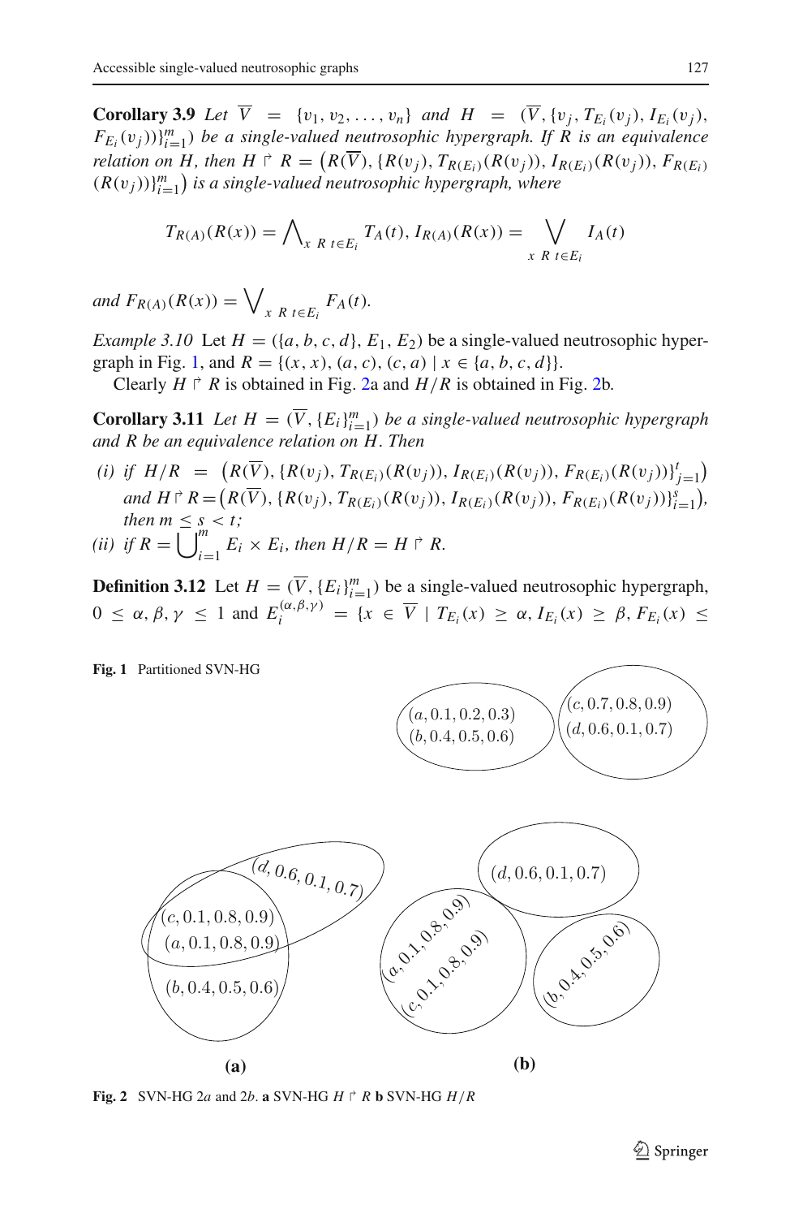**Corollary 3.9** *Let* $\overline{V} = \{v_1, v_2, \ldots, v_n\}$ *and* $H = (\overline{V}, \{v_j, T_{E_i}(v_j), I_{E_i}(v_j), F_{E_i}(v_j)\}_{i=1}^{m})$ *be a single-valued neutrosophic hypergraph. If $R$ is an equivalence relation on $H$, then* $H \upharpoonright R = \big(R(\overline{V}), \{R(v_j), T_{R(E_i)}(R(v_j)), I_{R(E_i)}(R(v_j)), F_{R(E_i)}(R(v_j))\}_{i=1}^{m}\big)$ *is a single-valued neutrosophic hypergraph, where*

$$T_{R(A)}(R(x)) = \bigwedge_{x\ R\ t \in E_i} T_A(t),\ I_{R(A)}(R(x)) = \bigvee_{x\ R\ t \in E_i} I_A(t)$$

*and* $F_{R(A)}(R(x)) = \bigvee_{x\ R\ t \in E_i} F_A(t)$.

*Example 3.10* Let $H = (\{a, b, c, d\}, E_1, E_2)$ be a single-valued neutrosophic hypergraph in Fig. 1, and $R = \{(x, x), (a, c), (c, a) \mid x \in \{a, b, c, d\}\}$.

Clearly $H \upharpoonright R$ is obtained in Fig. 2a and $H/R$ is obtained in Fig. 2b.

**Corollary 3.11** *Let* $H = (\overline{V}, \{E_i\}_{i=1}^{m})$ *be a single-valued neutrosophic hypergraph and $R$ be an equivalence relation on $H$. Then*

*(i) if* $H/R = \big(R(\overline{V}), \{R(v_j), T_{R(E_i)}(R(v_j)), I_{R(E_i)}(R(v_j)), F_{R(E_i)}(R(v_j))\}_{j=1}^{t}\big)$ *and* $H \upharpoonright R = \big(R(\overline{V}), \{R(v_j), T_{R(E_i)}(R(v_j)), I_{R(E_i)}(R(v_j)), F_{R(E_i)}(R(v_j))\}_{i=1}^{s}\big)$, *then* $m \leq s < t$;

*(ii) if* $R = \bigcup_{i=1}^{m} E_i \times E_i$, *then* $H/R = H \upharpoonright R$.

**Definition 3.12** Let $H = (\overline{V}, \{E_i\}_{i=1}^{m})$ be a single-valued neutrosophic hypergraph, $0 \leq \alpha, \beta, \gamma \leq 1$ and $E_i^{(\alpha,\beta,\gamma)} = \{x \in \overline{V} \mid T_{E_i}(x) \geq \alpha, I_{E_i}(x) \geq \beta, F_{E_i}(x) \leq$

**Fig. 1** Partitioned SVN-HG

**Fig. 2** SVN-HG 2*a* and 2*b*. **a** SVN-HG $H \upharpoonright R$ **b** SVN-HG $H/R$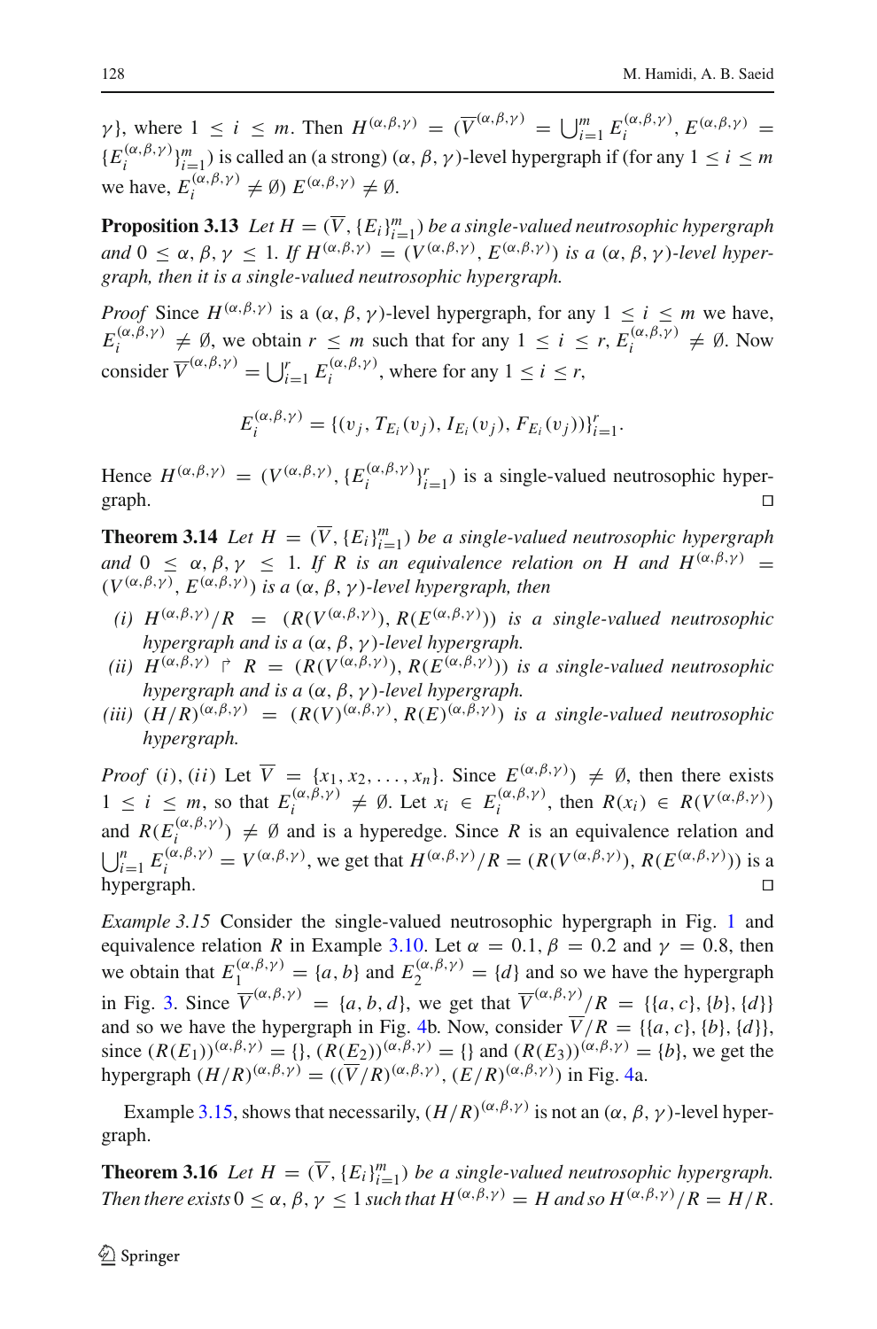$\gamma\}$, where $1 \leq i \leq m$. Then $H^{(\alpha,\beta,\gamma)} = (\overline{V}^{(\alpha,\beta,\gamma)} = \bigcup_{i=1}^{m} E_i^{(\alpha,\beta,\gamma)}, E^{(\alpha,\beta,\gamma)} = \{E_i^{(\alpha,\beta,\gamma)}\}_{i=1}^{m})$ is called an (a strong) $(\alpha, \beta, \gamma)$-level hypergraph if (for any $1 \leq i \leq m$ we have, $E_i^{(\alpha,\beta,\gamma)} \neq \emptyset$) $E^{(\alpha,\beta,\gamma)} \neq \emptyset$.

**Proposition 3.13** *Let $H = (\overline{V}, \{E_i\}_{i=1}^{m})$ be a single-valued neutrosophic hypergraph and $0 \leq \alpha, \beta, \gamma \leq 1$. If $H^{(\alpha,\beta,\gamma)} = (V^{(\alpha,\beta,\gamma)}, E^{(\alpha,\beta,\gamma)})$ is a $(\alpha, \beta, \gamma)$-level hypergraph, then it is a single-valued neutrosophic hypergraph.*

*Proof* Since $H^{(\alpha,\beta,\gamma)}$ is a $(\alpha, \beta, \gamma)$-level hypergraph, for any $1 \leq i \leq m$ we have, $E_i^{(\alpha,\beta,\gamma)} \neq \emptyset$, we obtain $r \leq m$ such that for any $1 \leq i \leq r$, $E_i^{(\alpha,\beta,\gamma)} \neq \emptyset$. Now consider $\overline{V}^{(\alpha,\beta,\gamma)} = \bigcup_{i=1}^{r} E_i^{(\alpha,\beta,\gamma)}$, where for any $1 \leq i \leq r$,

$$E_i^{(\alpha,\beta,\gamma)} = \{(v_j, T_{E_i}(v_j), I_{E_i}(v_j), F_{E_i}(v_j))\}_{i=1}^{r}.$$

Hence $H^{(\alpha,\beta,\gamma)} = (V^{(\alpha,\beta,\gamma)}, \{E_i^{(\alpha,\beta,\gamma)}\}_{i=1}^{r})$ is a single-valued neutrosophic hypergraph. □

**Theorem 3.14** *Let $H = (\overline{V}, \{E_i\}_{i=1}^{m})$ be a single-valued neutrosophic hypergraph and $0 \leq \alpha, \beta, \gamma \leq 1$. If $R$ is an equivalence relation on $H$ and $H^{(\alpha,\beta,\gamma)} = (V^{(\alpha,\beta,\gamma)}, E^{(\alpha,\beta,\gamma)})$ is a $(\alpha, \beta, \gamma)$-level hypergraph, then*

- *(i)* $H^{(\alpha,\beta,\gamma)}/R = (R(V^{(\alpha,\beta,\gamma)}), R(E^{(\alpha,\beta,\gamma)}))$ *is a single-valued neutrosophic hypergraph and is a $(\alpha, \beta, \gamma)$-level hypergraph.*
- *(ii)* $H^{(\alpha,\beta,\gamma)} \upharpoonright R = (R(V^{(\alpha,\beta,\gamma)}), R(E^{(\alpha,\beta,\gamma)}))$ *is a single-valued neutrosophic hypergraph and is a $(\alpha, \beta, \gamma)$-level hypergraph.*
- *(iii)* $(H/R)^{(\alpha,\beta,\gamma)} = (R(V)^{(\alpha,\beta,\gamma)}, R(E)^{(\alpha,\beta,\gamma)})$ *is a single-valued neutrosophic hypergraph.*

*Proof* $(i), (ii)$ Let $\overline{V} = \{x_1, x_2, \ldots, x_n\}$. Since $E^{(\alpha,\beta,\gamma)}) \neq \emptyset$, then there exists $1 \leq i \leq m$, so that $E_i^{(\alpha,\beta,\gamma)} \neq \emptyset$. Let $x_i \in E_i^{(\alpha,\beta,\gamma)}$, then $R(x_i) \in R(V^{(\alpha,\beta,\gamma)})$ and $R(E_i^{(\alpha,\beta,\gamma)}) \neq \emptyset$ and is a hyperedge. Since $R$ is an equivalence relation and $\bigcup_{i=1}^{n} E_i^{(\alpha,\beta,\gamma)} = V^{(\alpha,\beta,\gamma)}$, we get that $H^{(\alpha,\beta,\gamma)}/R = (R(V^{(\alpha,\beta,\gamma)}), R(E^{(\alpha,\beta,\gamma)}))$ is a hypergraph. □

*Example 3.15* Consider the single-valued neutrosophic hypergraph in Fig. 1 and equivalence relation $R$ in Example 3.10. Let $\alpha = 0.1, \beta = 0.2$ and $\gamma = 0.8$, then we obtain that $E_1^{(\alpha,\beta,\gamma)} = \{a, b\}$ and $E_2^{(\alpha,\beta,\gamma)} = \{d\}$ and so we have the hypergraph in Fig. 3. Since $\overline{V}^{(\alpha,\beta,\gamma)} = \{a, b, d\}$, we get that $\overline{V}^{(\alpha,\beta,\gamma)}/R = \{\{a, c\}, \{b\}, \{d\}\}$ and so we have the hypergraph in Fig. 4b. Now, consider $\overline{V}/R = \{\{a, c\}, \{b\}, \{d\}\}$, since $(R(E_1))^{(\alpha,\beta,\gamma)} = \{\}$, $(R(E_2))^{(\alpha,\beta,\gamma)} = \{\}$ and $(R(E_3))^{(\alpha,\beta,\gamma)} = \{b\}$, we get the hypergraph $(H/R)^{(\alpha,\beta,\gamma)} = ((\overline{V}/R)^{(\alpha,\beta,\gamma)}, (E/R)^{(\alpha,\beta,\gamma)})$ in Fig. 4a.

Example 3.15, shows that necessarily, $(H/R)^{(\alpha,\beta,\gamma)}$ is not an $(\alpha, \beta, \gamma)$-level hypergraph.

**Theorem 3.16** *Let $H = (\overline{V}, \{E_i\}_{i=1}^{m})$ be a single-valued neutrosophic hypergraph. Then there exists $0 \leq \alpha, \beta, \gamma \leq 1$ such that $H^{(\alpha,\beta,\gamma)} = H$ and so $H^{(\alpha,\beta,\gamma)}/R = H/R$.*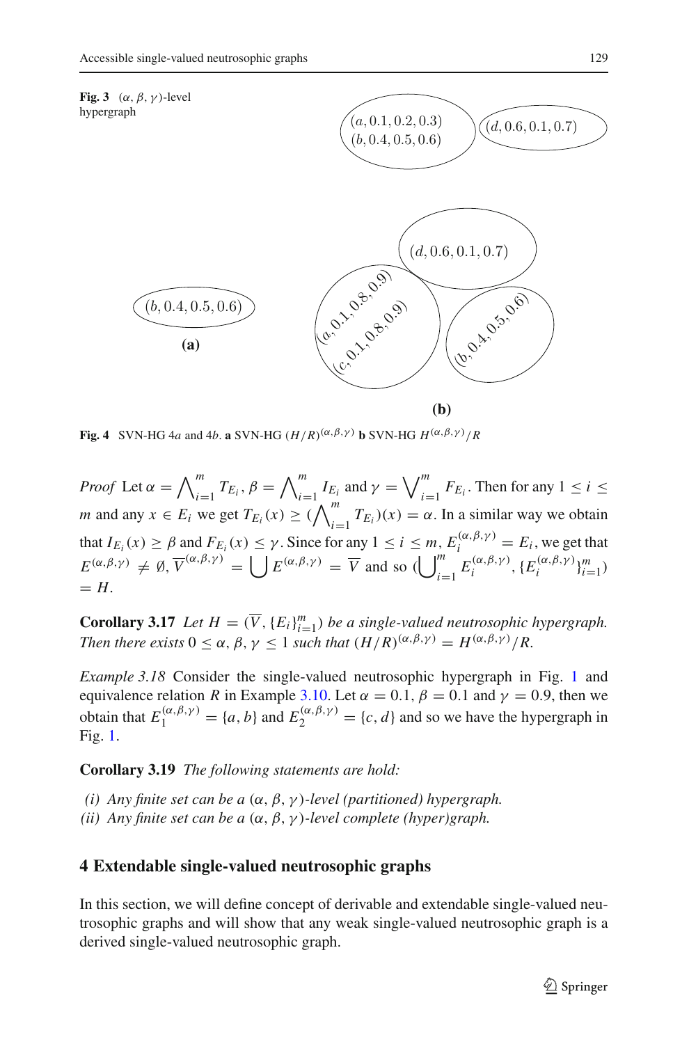**Fig. 3** $(\alpha, \beta, \gamma)$-level hypergraph

$(a, 0.1, 0.2, 0.3)$
$(b, 0.4, 0.5, 0.6)$

$(d, 0.6, 0.1, 0.7)$

$(b, 0.4, 0.5, 0.6)$

**(a)**

$(d, 0.6, 0.1, 0.7)$

$(a, 0.1, 0.8, 0.9)$
$(c, 0.1, 0.8, 0.9)$

$(b, 0.4, 0.5, 0.6)$

**(b)**

**Fig. 4** SVN-HG 4*a* and 4*b*. **a** SVN-HG $(H/R)^{(\alpha,\beta,\gamma)}$ **b** SVN-HG $H^{(\alpha,\beta,\gamma)}/R$

*Proof* Let $\alpha = \bigwedge_{i=1}^{m} T_{E_i}$, $\beta = \bigwedge_{i=1}^{m} I_{E_i}$ and $\gamma = \bigvee_{i=1}^{m} F_{E_i}$. Then for any $1 \leq i \leq m$ and any $x \in E_i$ we get $T_{E_i}(x) \geq (\bigwedge_{i=1}^{m} T_{E_i})(x) = \alpha$. In a similar way we obtain that $I_{E_i}(x) \geq \beta$ and $F_{E_i}(x) \leq \gamma$. Since for any $1 \leq i \leq m$, $E_i^{(\alpha,\beta,\gamma)} = E_i$, we get that $E^{(\alpha,\beta,\gamma)} \neq \emptyset$, $\overline{V}^{(\alpha,\beta,\gamma)} = \bigcup E^{(\alpha,\beta,\gamma)} = \overline{V}$ and so $(\bigcup_{i=1}^{m} E_i^{(\alpha,\beta,\gamma)}, \{E_i^{(\alpha,\beta,\gamma)}\}_{i=1}^{m}) = H$.

**Corollary 3.17** *Let $H = (\overline{V}, \{E_i\}_{i=1}^{m})$ be a single-valued neutrosophic hypergraph. Then there exists $0 \leq \alpha, \beta, \gamma \leq 1$ such that $(H/R)^{(\alpha,\beta,\gamma)} = H^{(\alpha,\beta,\gamma)}/R$.*

*Example 3.18* Consider the single-valued neutrosophic hypergraph in Fig. 1 and equivalence relation $R$ in Example 3.10. Let $\alpha = 0.1$, $\beta = 0.1$ and $\gamma = 0.9$, then we obtain that $E_1^{(\alpha,\beta,\gamma)} = \{a, b\}$ and $E_2^{(\alpha,\beta,\gamma)} = \{c, d\}$ and so we have the hypergraph in Fig. 1.

**Corollary 3.19** *The following statements are hold:*

*(i) Any finite set can be a $(\alpha, \beta, \gamma)$-level (partitioned) hypergraph.*
*(ii) Any finite set can be a $(\alpha, \beta, \gamma)$-level complete (hyper)graph.*

## 4 Extendable single-valued neutrosophic graphs

In this section, we will define concept of derivable and extendable single-valued neutrosophic graphs and will show that any weak single-valued neutrosophic graph is a derived single-valued neutrosophic graph.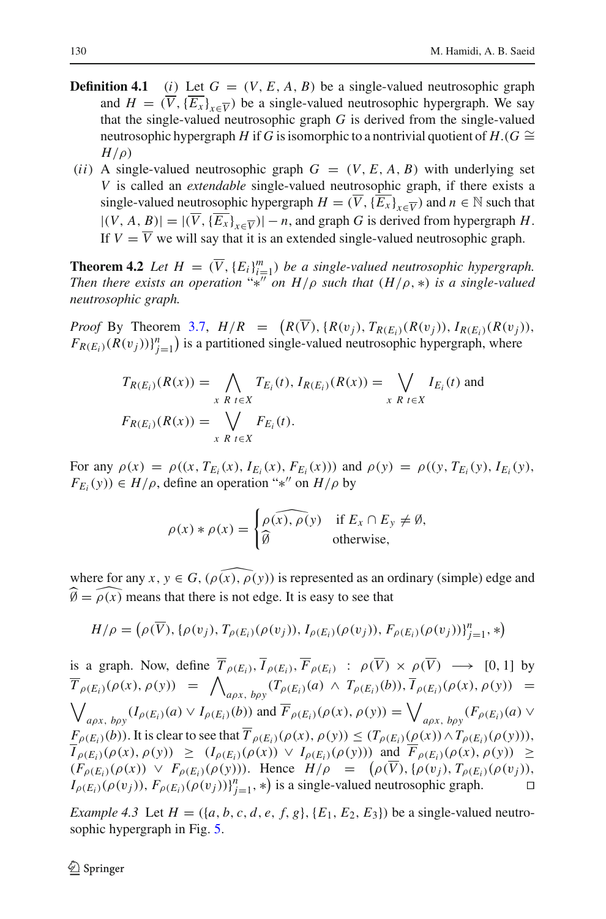**Definition 4.1** (*i*) Let $G = (V, E, A, B)$ be a single-valued neutrosophic graph and $H = (\overline{V}, \{\overline{E_x}\}_{x \in \overline{V}})$ be a single-valued neutrosophic hypergraph. We say that the single-valued neutrosophic graph $G$ is derived from the single-valued neutrosophic hypergraph $H$ if $G$ is isomorphic to a nontrivial quotient of $H$. ($G \cong H/\rho$)

(*ii*) A single-valued neutrosophic graph $G = (V, E, A, B)$ with underlying set $V$ is called an *extendable* single-valued neutrosophic graph, if there exists a single-valued neutrosophic hypergraph $H = (\overline{V}, \{\overline{E_x}\}_{x \in \overline{V}})$ and $n \in \mathbb{N}$ such that $|(V, A, B)| = |(\overline{V}, \{\overline{E_x}\}_{x \in \overline{V}})| - n$, and graph $G$ is derived from hypergraph $H$. If $V = \overline{V}$ we will say that it is an extended single-valued neutrosophic graph.

**Theorem 4.2** *Let $H = (\overline{V}, \{E_i\}_{i=1}^m)$ be a single-valued neutrosophic hypergraph. Then there exists an operation "$*''$ on $H/\rho$ such that $(H/\rho, *)$ is a single-valued neutrosophic graph.*

*Proof* By Theorem 3.7, $H/R = \big(R(\overline{V}), \{R(v_j), T_{R(E_i)}(R(v_j)), I_{R(E_i)}(R(v_j)), F_{R(E_i)}(R(v_j))\}_{j=1}^n\big)$ is a partitioned single-valued neutrosophic hypergraph, where

$$T_{R(E_i)}(R(x)) = \bigwedge_{x\ R\ t \in X} T_{E_i}(t),\ I_{R(E_i)}(R(x)) = \bigvee_{x\ R\ t \in X} I_{E_i}(t) \text{ and}$$
$$F_{R(E_i)}(R(x)) = \bigvee_{x\ R\ t \in X} F_{E_i}(t).$$

For any $\rho(x) = \rho((x, T_{E_i}(x), I_{E_i}(x), F_{E_i}(x)))$ and $\rho(y) = \rho((y, T_{E_i}(y), I_{E_i}(y), F_{E_i}(y)) \in H/\rho$, define an operation "$*''$ on $H/\rho$ by

$$\rho(x) * \rho(x) = \begin{cases} \widehat{\rho(x), \rho(y)} & \text{if } E_x \cap E_y \neq \emptyset, \\ \widehat{\emptyset} & \text{otherwise,} \end{cases}$$

where for any $x, y \in G$, $(\widehat{\rho(x), \rho(y)})$ is represented as an ordinary (simple) edge and $\widehat{\emptyset} = \widehat{\rho(x)}$ means that there is not edge. It is easy to see that

$$H/\rho = \big(\rho(\overline{V}), \{\rho(v_j), T_{\rho(E_i)}(\rho(v_j)), I_{\rho(E_i)}(\rho(v_j)), F_{\rho(E_i)}(\rho(v_j))\}_{j=1}^n, *\big)$$

is a graph. Now, define $\overline{T}_{\rho(E_i)}, \overline{I}_{\rho(E_i)}, \overline{F}_{\rho(E_i)} : \rho(\overline{V}) \times \rho(\overline{V}) \longrightarrow [0, 1]$ by $\overline{T}_{\rho(E_i)}(\rho(x), \rho(y)) = \bigwedge_{a\rho x,\ b\rho y}(T_{\rho(E_i)}(a) \wedge T_{\rho(E_i)}(b))$, $\overline{I}_{\rho(E_i)}(\rho(x), \rho(y)) = \bigvee_{a\rho x,\ b\rho y}(I_{\rho(E_i)}(a) \vee I_{\rho(E_i)}(b))$ and $\overline{F}_{\rho(E_i)}(\rho(x), \rho(y)) = \bigvee_{a\rho x,\ b\rho y}(F_{\rho(E_i)}(a) \vee F_{\rho(E_i)}(b))$. It is clear to see that $\overline{T}_{\rho(E_i)}(\rho(x), \rho(y)) \leq (T_{\rho(E_i)}(\rho(x)) \wedge T_{\rho(E_i)}(\rho(y)))$, $\overline{I}_{\rho(E_i)}(\rho(x), \rho(y)) \geq (I_{\rho(E_i)}(\rho(x)) \vee I_{\rho(E_i)}(\rho(y)))$ and $\overline{F}_{\rho(E_i)}(\rho(x), \rho(y)) \geq (F_{\rho(E_i)}(\rho(x)) \vee F_{\rho(E_i)}(\rho(y)))$. Hence $H/\rho = \big(\rho(\overline{V}), \{\rho(v_j), T_{\rho(E_i)}(\rho(v_j)), I_{\rho(E_i)}(\rho(v_j)), F_{\rho(E_i)}(\rho(v_j))\}_{j=1}^n, *\big)$ is a single-valued neutrosophic graph. □

*Example 4.3* Let $H = (\{a, b, c, d, e, f, g\}, \{E_1, E_2, E_3\})$ be a single-valued neutrosophic hypergraph in Fig. 5.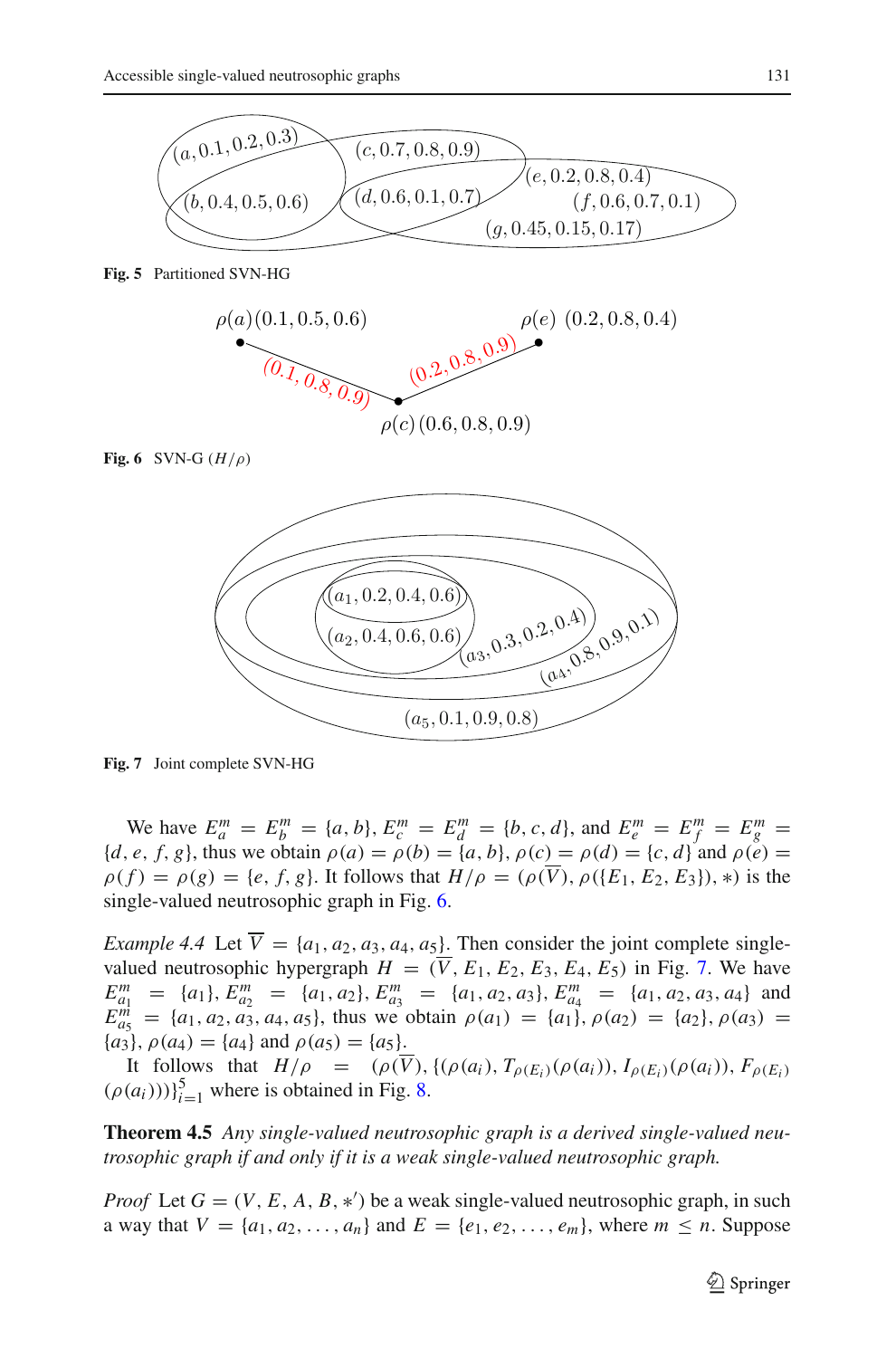Fig. 5 Partitioned SVN-HG

Fig. 6 SVN-G $(H/\rho)$

Fig. 7 Joint complete SVN-HG

We have $E^m_a = E^m_b = \{a, b\}$, $E^m_c = E^m_d = \{b, c, d\}$, and $E^m_e = E^m_f = E^m_g = \{d, e, f, g\}$, thus we obtain $\rho(a) = \rho(b) = \{a, b\}$, $\rho(c) = \rho(d) = \{c, d\}$ and $\rho(e) = \rho(f) = \rho(g) = \{e, f, g\}$. It follows that $H/\rho = (\rho(\overline{V}), \rho(\{E_1, E_2, E_3\}), *)$ is the single-valued neutrosophic graph in Fig. 6.

*Example 4.4* Let $\overline{V} = \{a_1, a_2, a_3, a_4, a_5\}$. Then consider the joint complete single-valued neutrosophic hypergraph $H = (\overline{V}, E_1, E_2, E_3, E_4, E_5)$ in Fig. 7. We have $E^m_{a_1} = \{a_1\}$, $E^m_{a_2} = \{a_1, a_2\}$, $E^m_{a_3} = \{a_1, a_2, a_3\}$, $E^m_{a_4} = \{a_1, a_2, a_3, a_4\}$ and $E^m_{a_5} = \{a_1, a_2, a_3, a_4, a_5\}$, thus we obtain $\rho(a_1) = \{a_1\}$, $\rho(a_2) = \{a_2\}$, $\rho(a_3) = \{a_3\}$, $\rho(a_4) = \{a_4\}$ and $\rho(a_5) = \{a_5\}$.

It follows that $H/\rho = (\rho(\overline{V}), \{(\rho(a_i), T_{\rho(E_i)}(\rho(a_i)), I_{\rho(E_i)}(\rho(a_i)), F_{\rho(E_i)}(\rho(a_i)))\}_{i=1}^{5}$ where is obtained in Fig. 8.

**Theorem 4.5** *Any single-valued neutrosophic graph is a derived single-valued neutrosophic graph if and only if it is a weak single-valued neutrosophic graph.*

*Proof* Let $G = (V, E, A, B, *')$ be a weak single-valued neutrosophic graph, in such a way that $V = \{a_1, a_2, \ldots, a_n\}$ and $E = \{e_1, e_2, \ldots, e_m\}$, where $m \leq n$. Suppose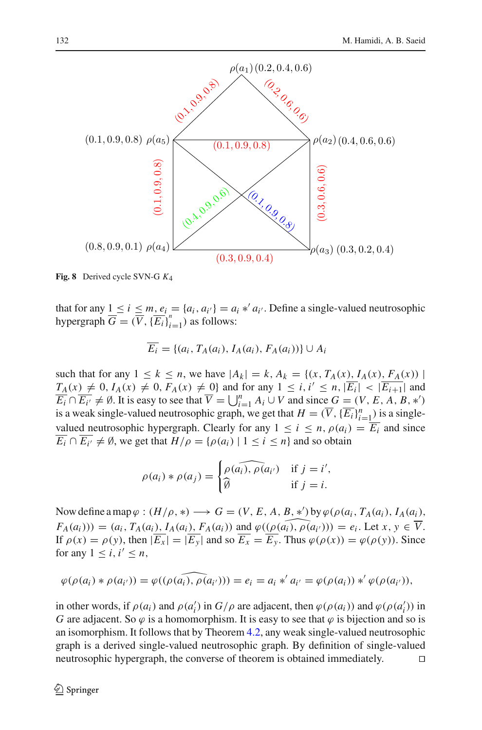Fig. 8 Derived cycle SVN-G $K_4$

that for any $1 \leq i \leq m$, $e_i = \{a_i, a_{i'}\} = a_i *' a_{i'}$. Define a single-valued neutrosophic hypergraph $\overline{G} = (\overline{V}, \{\overline{E_i}\}_{i=1}^{n})$ as follows:

$$\overline{E_i} = \{(a_i, T_A(a_i), I_A(a_i), F_A(a_i))\} \cup A_i$$

such that for any $1 \leq k \leq n$, we have $|A_k| = k$, $A_k = \{(x, T_A(x), I_A(x), F_A(x)) \mid T_A(x) \neq 0, I_A(x) \neq 0, F_A(x) \neq 0\}$ and for any $1 \leq i, i' \leq n$, $|\overline{E_i}| < |\overline{E_{i+1}}|$ and $\overline{E_i} \cap \overline{E_{i'}} \neq \emptyset$. It is easy to see that $\overline{V} = \bigcup_{i=1}^{n} A_i \cup V$ and since $G = (V, E, A, B, *')$ is a weak single-valued neutrosophic graph, we get that $H = (\overline{V}, \{\overline{E_i}\}_{i=1}^{n})$ is a single-valued neutrosophic hypergraph. Clearly for any $1 \leq i \leq n$, $\rho(a_i) = \overline{E_i}$ and since $\overline{E_i} \cap \overline{E_{i'}} \neq \emptyset$, we get that $H/\rho = \{\rho(a_i) \mid 1 \leq i \leq n\}$ and so obtain

$$\rho(a_i) * \rho(a_j) = \begin{cases} \widehat{\rho(a_i), \rho(a_{i'})} & \text{if } j = i', \\ \widehat{\emptyset} & \text{if } j = i. \end{cases}$$

Now define a map $\varphi : (H/\rho, *) \longrightarrow G = (V, E, A, B, *')$ by $\varphi(\rho(a_i, T_A(a_i), I_A(a_i), F_A(a_i))) = (a_i, T_A(a_i), I_A(a_i), F_A(a_i))$ and $\varphi((\widehat{\rho(a_i), \rho(a_{i'})})) = e_i$. Let $x, y \in \overline{V}$. If $\rho(x) = \rho(y)$, then $|\overline{E_x}| = |\overline{E_y}|$ and so $\overline{E_x} = \overline{E_y}$. Thus $\varphi(\rho(x)) = \varphi(\rho(y))$. Since for any $1 \leq i, i' \leq n$,

$$\varphi(\rho(a_i) * \rho(a_{i'})) = \varphi((\widehat{\rho(a_i), \rho(a_{i'})})) = e_i = a_i *' a_{i'} = \varphi(\rho(a_i)) *' \varphi(\rho(a_{i'})),$$

in other words, if $\rho(a_i)$ and $\rho(a_i')$ in $G/\rho$ are adjacent, then $\varphi(\rho(a_i))$ and $\varphi(\rho(a_i'))$ in $G$ are adjacent. So $\varphi$ is a homomorphism. It is easy to see that $\varphi$ is bijection and so is an isomorphism. It follows that by Theorem 4.2, any weak single-valued neutrosophic graph is a derived single-valued neutrosophic graph. By definition of single-valued neutrosophic hypergraph, the converse of theorem is obtained immediately. $\square$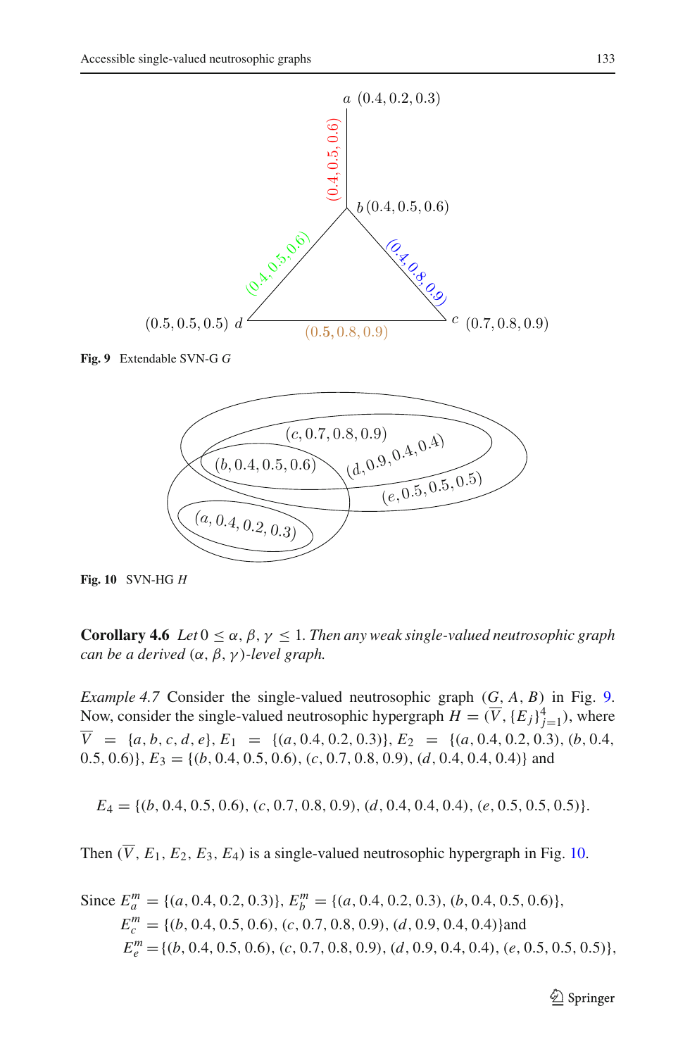Fig. 9 Extendable SVN-G $G$

Fig. 10 SVN-HG $H$

**Corollary 4.6** *Let* $0 \leq \alpha, \beta, \gamma \leq 1$. *Then any weak single-valued neutrosophic graph can be a derived* $(\alpha, \beta, \gamma)$*-level graph.*

*Example 4.7* Consider the single-valued neutrosophic graph $(G, A, B)$ in Fig. 9. Now, consider the single-valued neutrosophic hypergraph $H = (\overline{V}, \{E_j\}_{j=1}^{4})$, where $\overline{V} = \{a, b, c, d, e\}$, $E_1 = \{(a, 0.4, 0.2, 0.3)\}$, $E_2 = \{(a, 0.4, 0.2, 0.3), (b, 0.4, 0.5, 0.6)\}$, $E_3 = \{(b, 0.4, 0.5, 0.6), (c, 0.7, 0.8, 0.9), (d, 0.4, 0.4, 0.4)\}$ and

$$E_4 = \{(b, 0.4, 0.5, 0.6), (c, 0.7, 0.8, 0.9), (d, 0.4, 0.4, 0.4), (e, 0.5, 0.5, 0.5)\}.$$

Then $(\overline{V}, E_1, E_2, E_3, E_4)$ is a single-valued neutrosophic hypergraph in Fig. 10.

Since $E_a^m = \{(a, 0.4, 0.2, 0.3)\}$, $E_b^m = \{(a, 0.4, 0.2, 0.3), (b, 0.4, 0.5, 0.6)\}$,
$E_c^m = \{(b, 0.4, 0.5, 0.6), (c, 0.7, 0.8, 0.9), (d, 0.9, 0.4, 0.4)\}$and
$E_e^m = \{(b, 0.4, 0.5, 0.6), (c, 0.7, 0.8, 0.9), (d, 0.9, 0.4, 0.4), (e, 0.5, 0.5, 0.5)\}$,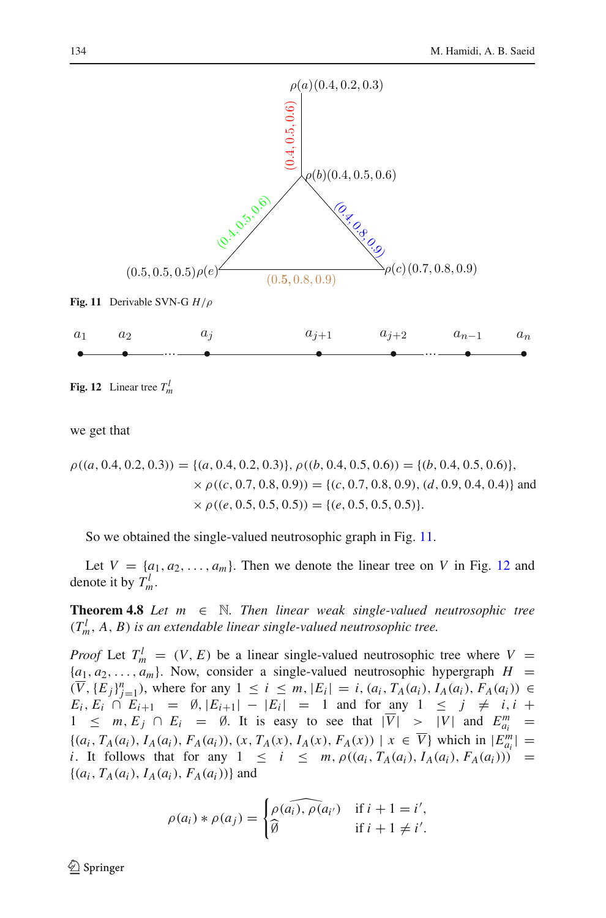Fig. 11 Derivable SVN-G $H/\rho$

Fig. 12 Linear tree $T_m^l$

we get that

$$\rho((a,0.4,0.2,0.3)) = \{(a,0.4,0.2,0.3)\}, \rho((b,0.4,0.5,0.6)) = \{(b,0.4,0.5,0.6)\},$$
$$\times\, \rho((c,0.7,0.8,0.9)) = \{(c,0.7,0.8,0.9),(d,0.9,0.4,0.4)\} \text{ and}$$
$$\times\, \rho((e,0.5,0.5,0.5)) = \{(e,0.5,0.5,0.5)\}.$$

So we obtained the single-valued neutrosophic graph in Fig. 11.

Let $V = \{a_1, a_2, \ldots, a_m\}$. Then we denote the linear tree on $V$ in Fig. 12 and denote it by $T_m^l$.

**Theorem 4.8** *Let $m \in \mathbb{N}$. Then linear weak single-valued neutrosophic tree $(T_m^l, A, B)$ is an extendable linear single-valued neutrosophic tree.*

*Proof* Let $T_m^l = (V, E)$ be a linear single-valued neutrosophic tree where $V = \{a_1, a_2, \ldots, a_m\}$. Now, consider a single-valued neutrosophic hypergraph $H = (\overline{V}, \{E_j\}_{j=1}^n)$, where for any $1 \leq i \leq m, |E_i| = i, (a_i, T_A(a_i), I_A(a_i), F_A(a_i)) \in E_i, E_i \cap E_{i+1} = \emptyset, |E_{i+1}| - |E_i| = 1$ and for any $1 \leq j \neq i, i+1 \leq m, E_j \cap E_i = \emptyset$. It is easy to see that $|\overline{V}| > |V|$ and $E_{a_i}^m = \{(a_i, T_A(a_i), I_A(a_i), F_A(a_i)), (x, T_A(x), I_A(x), F_A(x)) \mid x \in \overline{V}\}$ which in $|E_{a_i}^m| = i$. It follows that for any $1 \leq i \leq m, \rho((a_i, T_A(a_i), I_A(a_i), F_A(a_i))) = \{(a_i, T_A(a_i), I_A(a_i), F_A(a_i))\}$ and

$$\rho(a_i) * \rho(a_j) = \begin{cases} \widehat{\rho(a_i), \rho(a_{i'})} & \text{if } i+1 = i', \\ \widehat{\emptyset} & \text{if } i+1 \neq i'. \end{cases}$$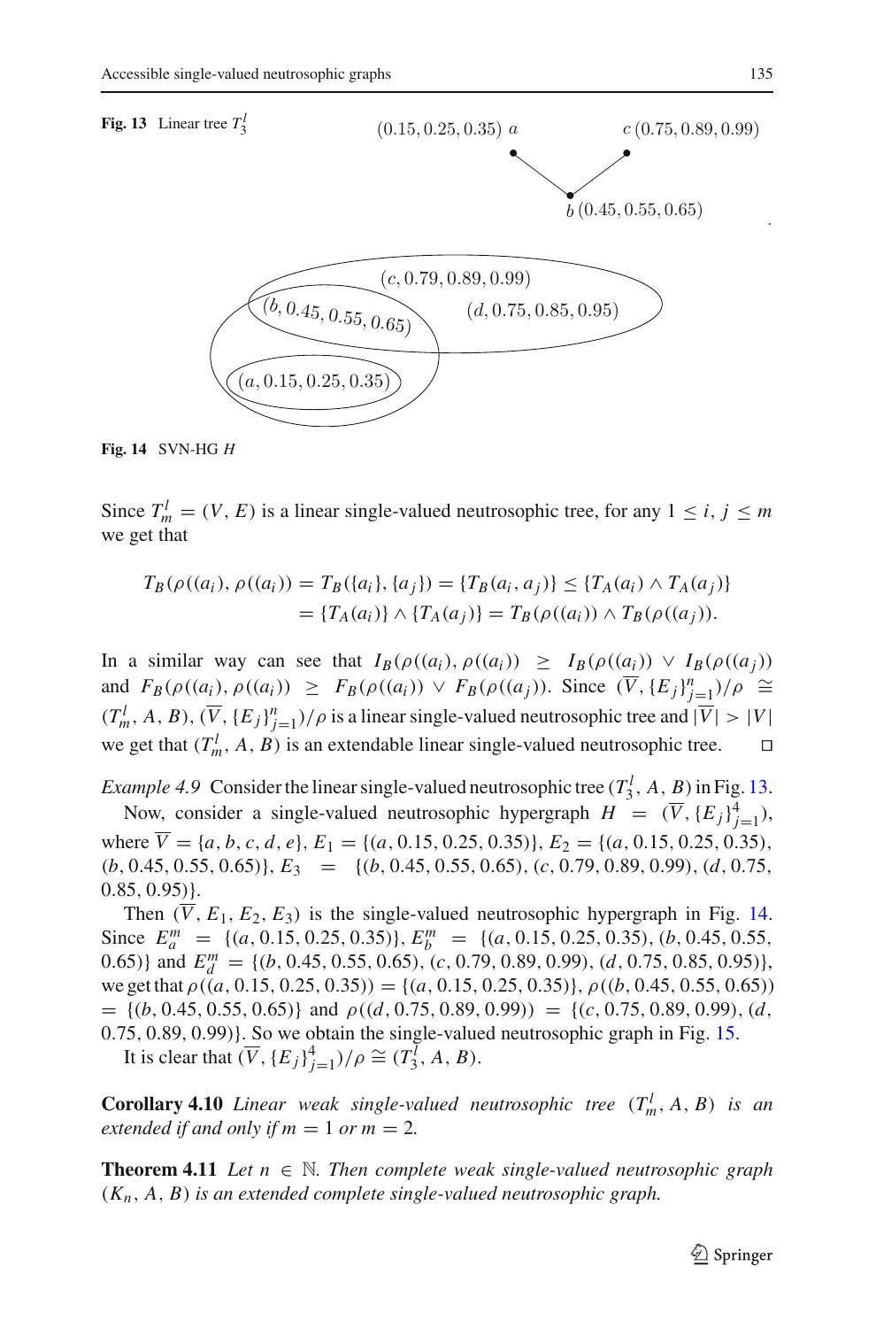**Fig. 13** Linear tree $T_3^l$

**Fig. 14** SVN-HG $H$

Since $T_m^l = (V, E)$ is a linear single-valued neutrosophic tree, for any $1 \leq i, j \leq m$ we get that

$$T_B(\rho((a_i), \rho((a_i)) = T_B(\{a_i\}, \{a_j\}) = \{T_B(a_i, a_j)\} \leq \{T_A(a_i) \wedge T_A(a_j)\}$$
$$= \{T_A(a_i)\} \wedge \{T_A(a_j)\} = T_B(\rho((a_i)) \wedge T_B(\rho((a_j)).$$

In a similar way can see that $I_B(\rho((a_i), \rho((a_i)) \geq I_B(\rho((a_i)) \vee I_B(\rho((a_j))$ and $F_B(\rho((a_i), \rho((a_i)) \geq F_B(\rho((a_i)) \vee F_B(\rho((a_j))$. Since $(\overline{V}, \{E_j\}_{j=1}^n)/\rho \cong (T_m^l, A, B)$, $(\overline{V}, \{E_j\}_{j=1}^n)/\rho$ is a linear single-valued neutrosophic tree and $|\overline{V}| > |V|$ we get that $(T_m^l, A, B)$ is an extendable linear single-valued neutrosophic tree. □

*Example 4.9* Consider the linear single-valued neutrosophic tree $(T_3^l, A, B)$ in Fig. 13.

Now, consider a single-valued neutrosophic hypergraph $H = (\overline{V}, \{E_j\}_{j=1}^4)$, where $\overline{V} = \{a, b, c, d, e\}$, $E_1 = \{(a, 0.15, 0.25, 0.35)\}$, $E_2 = \{(a, 0.15, 0.25, 0.35), (b, 0.45, 0.55, 0.65)\}$, $E_3 = \{(b, 0.45, 0.55, 0.65), (c, 0.79, 0.89, 0.99), (d, 0.75, 0.85, 0.95)\}$.

Then $(\overline{V}, E_1, E_2, E_3)$ is the single-valued neutrosophic hypergraph in Fig. 14. Since $E_a^m = \{(a, 0.15, 0.25, 0.35)\}$, $E_b^m = \{(a, 0.15, 0.25, 0.35), (b, 0.45, 0.55, 0.65)\}$ and $E_d^m = \{(b, 0.45, 0.55, 0.65), (c, 0.79, 0.89, 0.99), (d, 0.75, 0.85, 0.95)\}$, we get that $\rho((a, 0.15, 0.25, 0.35)) = \{(a, 0.15, 0.25, 0.35)\}$, $\rho((b, 0.45, 0.55, 0.65)) = \{(b, 0.45, 0.55, 0.65)\}$ and $\rho((d, 0.75, 0.89, 0.99)) = \{(c, 0.75, 0.89, 0.99), (d, 0.75, 0.89, 0.99)\}$. So we obtain the single-valued neutrosophic graph in Fig. 15.

It is clear that $(\overline{V}, \{E_j\}_{j=1}^4)/\rho \cong (T_3^l, A, B)$.

**Corollary 4.10** *Linear weak single-valued neutrosophic tree $(T_m^l, A, B)$ is an extended if and only if $m = 1$ or $m = 2$.*

**Theorem 4.11** *Let $n \in \mathbb{N}$. Then complete weak single-valued neutrosophic graph $(K_n, A, B)$ is an extended complete single-valued neutrosophic graph.*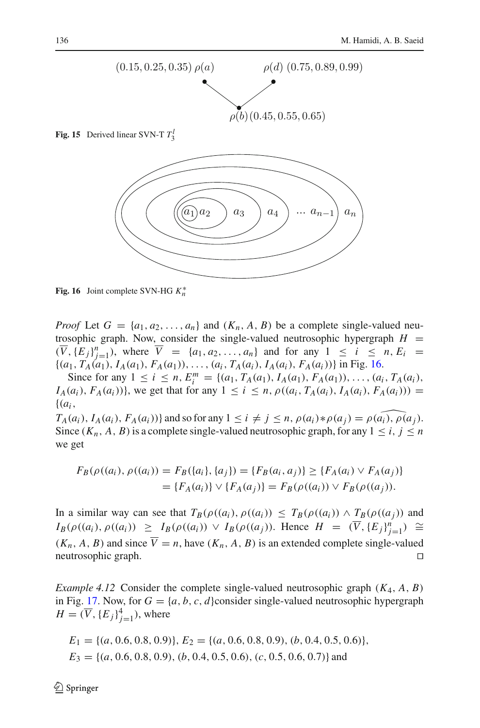(0.15, 0.25, 0.35) $\rho(a)$ $\rho(d)$ (0.75, 0.89, 0.99)

$\rho(b)$ (0.45, 0.55, 0.65)

**Fig. 15** Derived linear SVN-T $T_3^l$

**Fig. 16** Joint complete SVN-HG $K_n^*$

*Proof* Let $G = \{a_1, a_2, \ldots, a_n\}$ and $(K_n, A, B)$ be a complete single-valued neutrosophic graph. Now, consider the single-valued neutrosophic hypergraph $H = (\overline{V}, \{E_j\}_{j=1}^n)$, where $\overline{V} = \{a_1, a_2, \ldots, a_n\}$ and for any $1 \leq i \leq n, E_i = \{(a_1, T_A(a_1), I_A(a_1), F_A(a_1)), \ldots, (a_i, T_A(a_i), I_A(a_i), F_A(a_i))\}$ in Fig. 16.

Since for any $1 \leq i \leq n$, $E_i^m = \{(a_1, T_A(a_1), I_A(a_1), F_A(a_1)), \ldots, (a_i, T_A(a_i), I_A(a_i), F_A(a_i))\}$, we get that for any $1 \leq i \leq n$, $\rho((a_i, T_A(a_i), I_A(a_i), F_A(a_i))) = \{(a_i, T_A(a_i), I_A(a_i), F_A(a_i))\}$ and so for any $1 \leq i \neq j \leq n$, $\rho(a_i) * \rho(a_j) = \widehat{\rho(a_i), \rho(a_j)}$. Since $(K_n, A, B)$ is a complete single-valued neutrosophic graph, for any $1 \leq i, j \leq n$ we get

$$
\begin{aligned}
F_B(\rho((a_i), \rho((a_i)) &= F_B(\{a_i\}, \{a_j\}) = \{F_B(a_i, a_j)\} \geq \{F_A(a_i) \vee F_A(a_j)\} \\
&= \{F_A(a_i)\} \vee \{F_A(a_j)\} = F_B(\rho((a_i)) \vee F_B(\rho((a_j)).
\end{aligned}
$$

In a similar way can see that $T_B(\rho((a_i), \rho((a_i)) \leq T_B(\rho((a_i)) \wedge T_B(\rho((a_j))$ and $I_B(\rho((a_i), \rho((a_i)) \geq I_B(\rho((a_i)) \vee I_B(\rho((a_j))$. Hence $H = (\overline{V}, \{E_j\}_{j=1}^n) \cong (K_n, A, B)$ and since $\overline{V} = n$, have $(K_n, A, B)$ is an extended complete single-valued neutrosophic graph. $\square$

*Example 4.12* Consider the complete single-valued neutrosophic graph $(K_4, A, B)$ in Fig. 17. Now, for $G = \{a, b, c, d\}$consider single-valued neutrosophic hypergraph $H = (\overline{V}, \{E_j\}_{j=1}^4)$, where

$$
\begin{aligned}
&E_1 = \{(a, 0.6, 0.8, 0.9)\},\ E_2 = \{(a, 0.6, 0.8, 0.9), (b, 0.4, 0.5, 0.6)\}, \\
&E_3 = \{(a, 0.6, 0.8, 0.9), (b, 0.4, 0.5, 0.6), (c, 0.5, 0.6, 0.7)\} \text{ and}
\end{aligned}
$$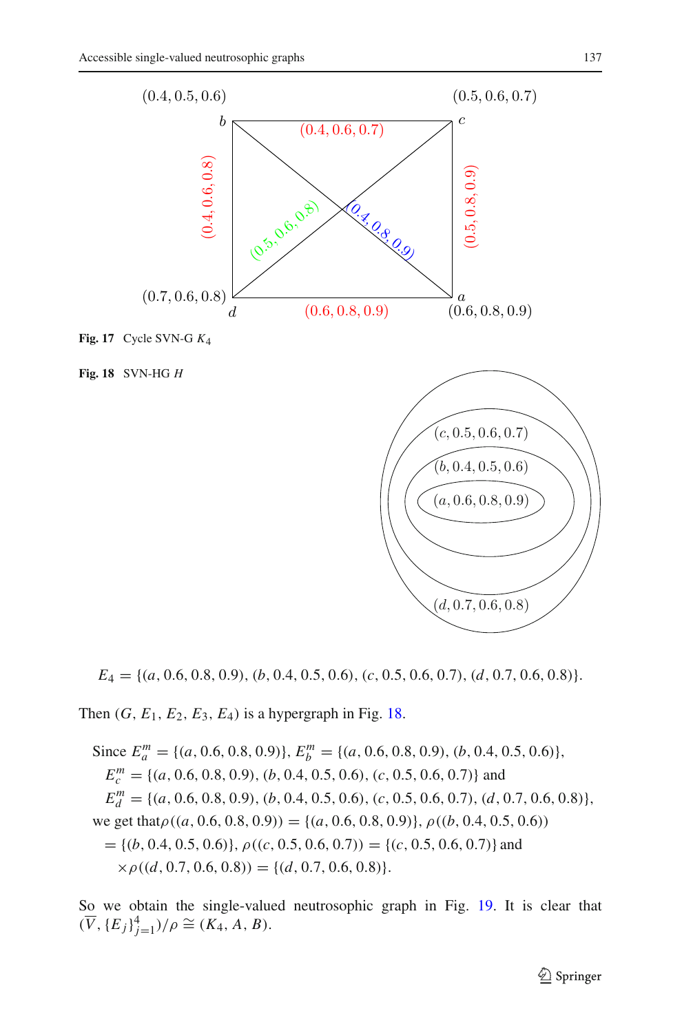Fig. 17 Cycle SVN-G $K_4$

Fig. 18 SVN-HG $H$

$$E_4 = \{(a, 0.6, 0.8, 0.9), (b, 0.4, 0.5, 0.6), (c, 0.5, 0.6, 0.7), (d, 0.7, 0.6, 0.8)\}.$$

Then $(G, E_1, E_2, E_3, E_4)$ is a hypergraph in Fig. 18.

Since $E_a^m = \{(a, 0.6, 0.8, 0.9)\}$, $E_b^m = \{(a, 0.6, 0.8, 0.9), (b, 0.4, 0.5, 0.6)\}$,
$E_c^m = \{(a, 0.6, 0.8, 0.9), (b, 0.4, 0.5, 0.6), (c, 0.5, 0.6, 0.7)\}$ and
$E_d^m = \{(a, 0.6, 0.8, 0.9), (b, 0.4, 0.5, 0.6), (c, 0.5, 0.6, 0.7), (d, 0.7, 0.6, 0.8)\}$,
we get that $\rho((a, 0.6, 0.8, 0.9)) = \{(a, 0.6, 0.8, 0.9)\}$, $\rho((b, 0.4, 0.5, 0.6))$
$= \{(b, 0.4, 0.5, 0.6)\}$, $\rho((c, 0.5, 0.6, 0.7)) = \{(c, 0.5, 0.6, 0.7)\}$ and
$\times \rho((d, 0.7, 0.6, 0.8)) = \{(d, 0.7, 0.6, 0.8)\}$.

So we obtain the single-valued neutrosophic graph in Fig. 19. It is clear that $(\overline{V}, \{E_j\}_{j=1}^4)/\rho \cong (K_4, A, B)$.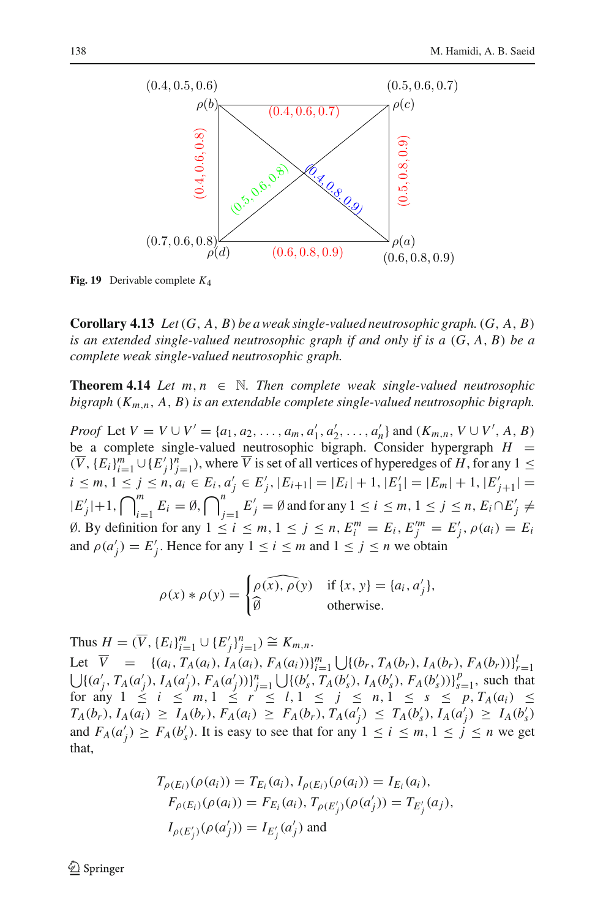**Fig. 19** Derivable complete $K_4$

**Corollary 4.13** *Let $(G, A, B)$ be a weak single-valued neutrosophic graph. $(G, A, B)$ is an extended single-valued neutrosophic graph if and only if is a $(G, A, B)$ be a complete weak single-valued neutrosophic graph.*

**Theorem 4.14** *Let $m, n \in \mathbb{N}$. Then complete weak single-valued neutrosophic bigraph $(K_{m,n}, A, B)$ is an extendable complete single-valued neutrosophic bigraph.*

*Proof* Let $V = V \cup V' = \{a_1, a_2, \ldots, a_m, a'_1, a'_2, \ldots, a'_n\}$ and $(K_{m,n}, V \cup V', A, B)$ be a complete single-valued neutrosophic bigraph. Consider hypergraph $H = (\overline{V}, \{E_i\}_{i=1}^m \cup \{E'_j\}_{j=1}^n)$, where $\overline{V}$ is set of all vertices of hyperedges of $H$, for any $1 \leq i \leq m, 1 \leq j \leq n, a_i \in E_i, a'_j \in E'_j, |E_{i+1}| = |E_i| + 1, |E'_1| = |E_m| + 1, |E'_{j+1}| = |E'_j| + 1, \bigcap_{i=1}^m E_i = \emptyset, \bigcap_{j=1}^n E'_j = \emptyset$ and for any $1 \leq i \leq m, 1 \leq j \leq n, E_i \cap E'_j \neq \emptyset$. By definition for any $1 \leq i \leq m, 1 \leq j \leq n, E_i^m = E_i, E_j'^m = E'_j, \rho(a_i) = E_i$ and $\rho(a'_j) = E'_j$. Hence for any $1 \leq i \leq m$ and $1 \leq j \leq n$ we obtain

$$\rho(x) * \rho(y) = \begin{cases} \widehat{\rho(x), \rho(y)} & \text{if } \{x, y\} = \{a_i, a'_j\}, \\ \widehat{\emptyset} & \text{otherwise.} \end{cases}$$

Thus $H = (\overline{V}, \{E_i\}_{i=1}^m \cup \{E'_j\}_{j=1}^n) \cong K_{m,n}$.

Let $\overline{V} = \{(a_i, T_A(a_i), I_A(a_i), F_A(a_i))\}_{i=1}^m \bigcup \{(b_r, T_A(b_r), I_A(b_r), F_A(b_r))\}_{r=1}^l \bigcup \{(a'_j, T_A(a'_j), I_A(a'_j), F_A(a'_j))\}_{j=1}^n \bigcup \{(b'_s, T_A(b'_s), I_A(b'_s), F_A(b'_s))\}_{s=1}^p$, such that for any $1 \leq i \leq m, 1 \leq r \leq l, 1 \leq j \leq n, 1 \leq s \leq p, T_A(a_i) \leq T_A(b_r), I_A(a_i) \geq I_A(b_r), F_A(a_i) \geq F_A(b_r), T_A(a'_j) \leq T_A(b'_s), I_A(a'_j) \geq I_A(b'_s)$ and $F_A(a'_j) \geq F_A(b'_s)$. It is easy to see that for any $1 \leq i \leq m, 1 \leq j \leq n$ we get that,

$$T_{\rho(E_i)}(\rho(a_i)) = T_{E_i}(a_i), I_{\rho(E_i)}(\rho(a_i)) = I_{E_i}(a_i),$$
$$F_{\rho(E_i)}(\rho(a_i)) = F_{E_i}(a_i), T_{\rho(E'_j)}(\rho(a'_j)) = T_{E'_j}(a_j),$$
$$I_{\rho(E'_j)}(\rho(a'_j)) = I_{E'_j}(a'_j) \text{ and}$$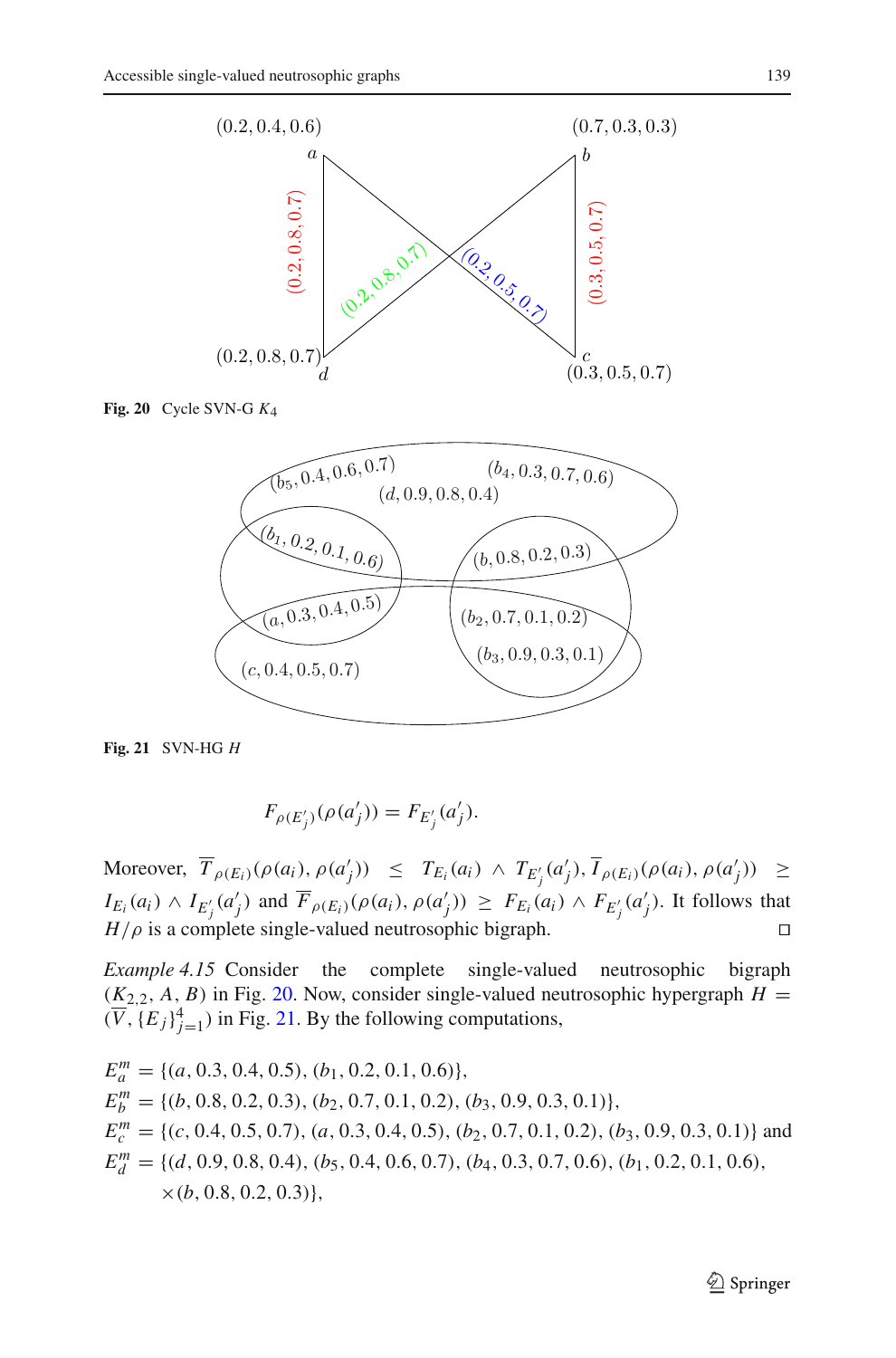Fig. 20 Cycle SVN-G $K_4$

Fig. 21 SVN-HG $H$

$$F_{\rho(E'_j)}(\rho(a'_j)) = F_{E'_j}(a'_j).$$

Moreover, $\overline{T}_{\rho(E_i)}(\rho(a_i), \rho(a'_j)) \leq T_{E_i}(a_i) \wedge T_{E'_j}(a'_j), \overline{I}_{\rho(E_i)}(\rho(a_i), \rho(a'_j)) \geq I_{E_i}(a_i) \wedge I_{E'_j}(a'_j)$ and $\overline{F}_{\rho(E_i)}(\rho(a_i), \rho(a'_j)) \geq F_{E_i}(a_i) \wedge F_{E'_j}(a'_j)$. It follows that $H/\rho$ is a complete single-valued neutrosophic bigraph. □

*Example 4.15* Consider the complete single-valued neutrosophic bigraph $(K_{2,2}, A, B)$ in Fig. 20. Now, consider single-valued neutrosophic hypergraph $H = (\overline{V}, \{E_j\}_{j=1}^{4})$ in Fig. 21. By the following computations,

$E^m_a = \{(a, 0.3, 0.4, 0.5), (b_1, 0.2, 0.1, 0.6)\}$,
$E^m_b = \{(b, 0.8, 0.2, 0.3), (b_2, 0.7, 0.1, 0.2), (b_3, 0.9, 0.3, 0.1)\}$,
$E^m_c = \{(c, 0.4, 0.5, 0.7), (a, 0.3, 0.4, 0.5), (b_2, 0.7, 0.1, 0.2), (b_3, 0.9, 0.3, 0.1)\}$ and
$E^m_d = \{(d, 0.9, 0.8, 0.4), (b_5, 0.4, 0.6, 0.7), (b_4, 0.3, 0.7, 0.6), (b_1, 0.2, 0.1, 0.6),$
$\times(b, 0.8, 0.2, 0.3)\}$,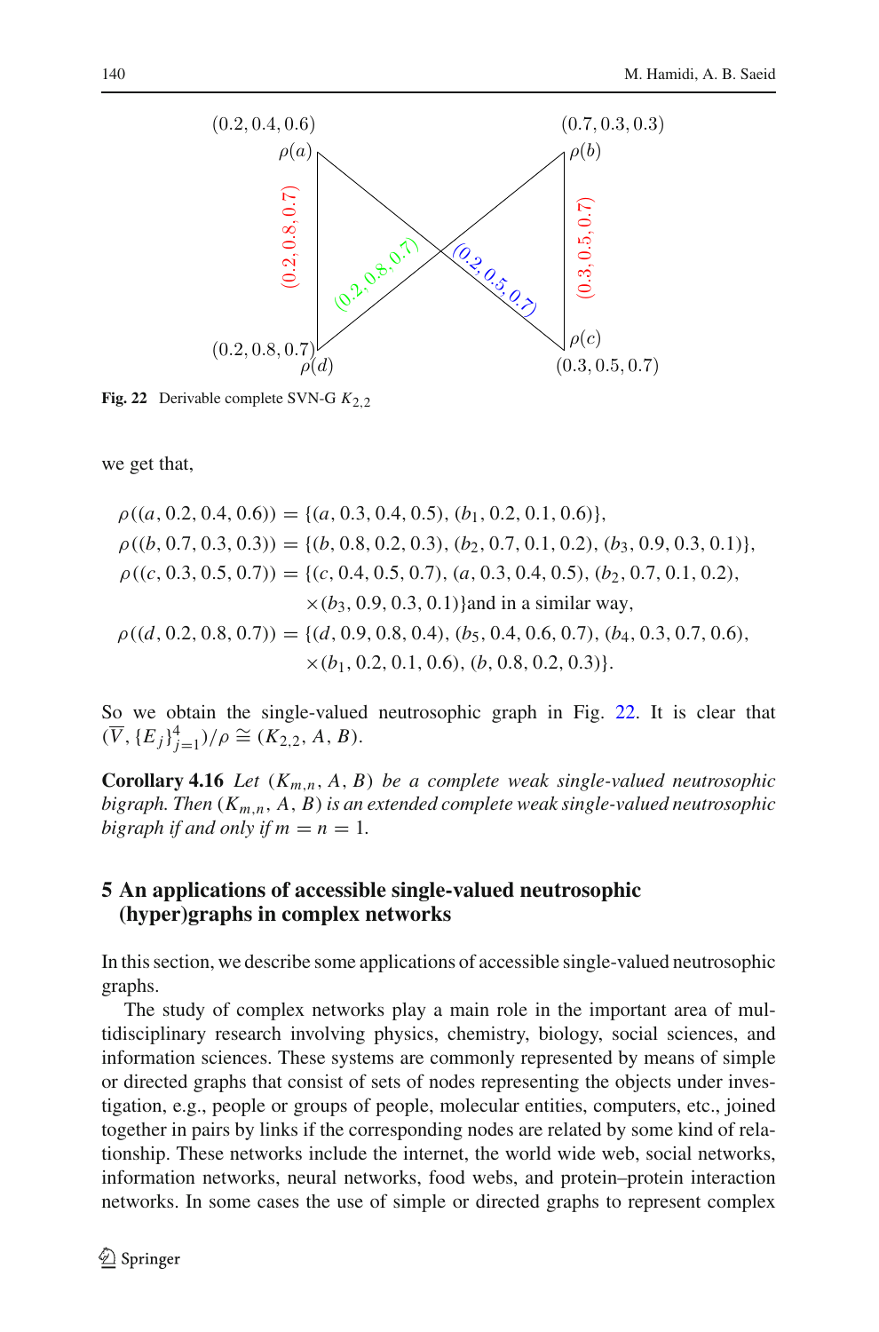Fig. 22 Derivable complete SVN-G $K_{2,2}$

we get that,

$$
\begin{aligned}
\rho((a,0.2,0.4,0.6)) &= \{(a,0.3,0.4,0.5),(b_1,0.2,0.1,0.6)\},\\
\rho((b,0.7,0.3,0.3)) &= \{(b,0.8,0.2,0.3),(b_2,0.7,0.1,0.2),(b_3,0.9,0.3,0.1)\},\\
\rho((c,0.3,0.5,0.7)) &= \{(c,0.4,0.5,0.7),(a,0.3,0.4,0.5),(b_2,0.7,0.1,0.2),\\
&\quad \times(b_3,0.9,0.3,0.1)\}\text{and in a similar way,}\\
\rho((d,0.2,0.8,0.7)) &= \{(d,0.9,0.8,0.4),(b_5,0.4,0.6,0.7),(b_4,0.3,0.7,0.6),\\
&\quad \times(b_1,0.2,0.1,0.6),(b,0.8,0.2,0.3)\}.
\end{aligned}
$$

So we obtain the single-valued neutrosophic graph in Fig. 22. It is clear that $(\overline{V},\{E_j\}_{j=1}^{4})/\rho \cong (K_{2,2},A,B)$.

**Corollary 4.16** *Let $(K_{m,n},A,B)$ be a complete weak single-valued neutrosophic bigraph. Then $(K_{m,n},A,B)$ is an extended complete weak single-valued neutrosophic bigraph if and only if $m=n=1$.*

## 5 An applications of accessible single-valued neutrosophic (hyper)graphs in complex networks

In this section, we describe some applications of accessible single-valued neutrosophic graphs.

The study of complex networks play a main role in the important area of multidisciplinary research involving physics, chemistry, biology, social sciences, and information sciences. These systems are commonly represented by means of simple or directed graphs that consist of sets of nodes representing the objects under investigation, e.g., people or groups of people, molecular entities, computers, etc., joined together in pairs by links if the corresponding nodes are related by some kind of relationship. These networks include the internet, the world wide web, social networks, information networks, neural networks, food webs, and protein–protein interaction networks. In some cases the use of simple or directed graphs to represent complex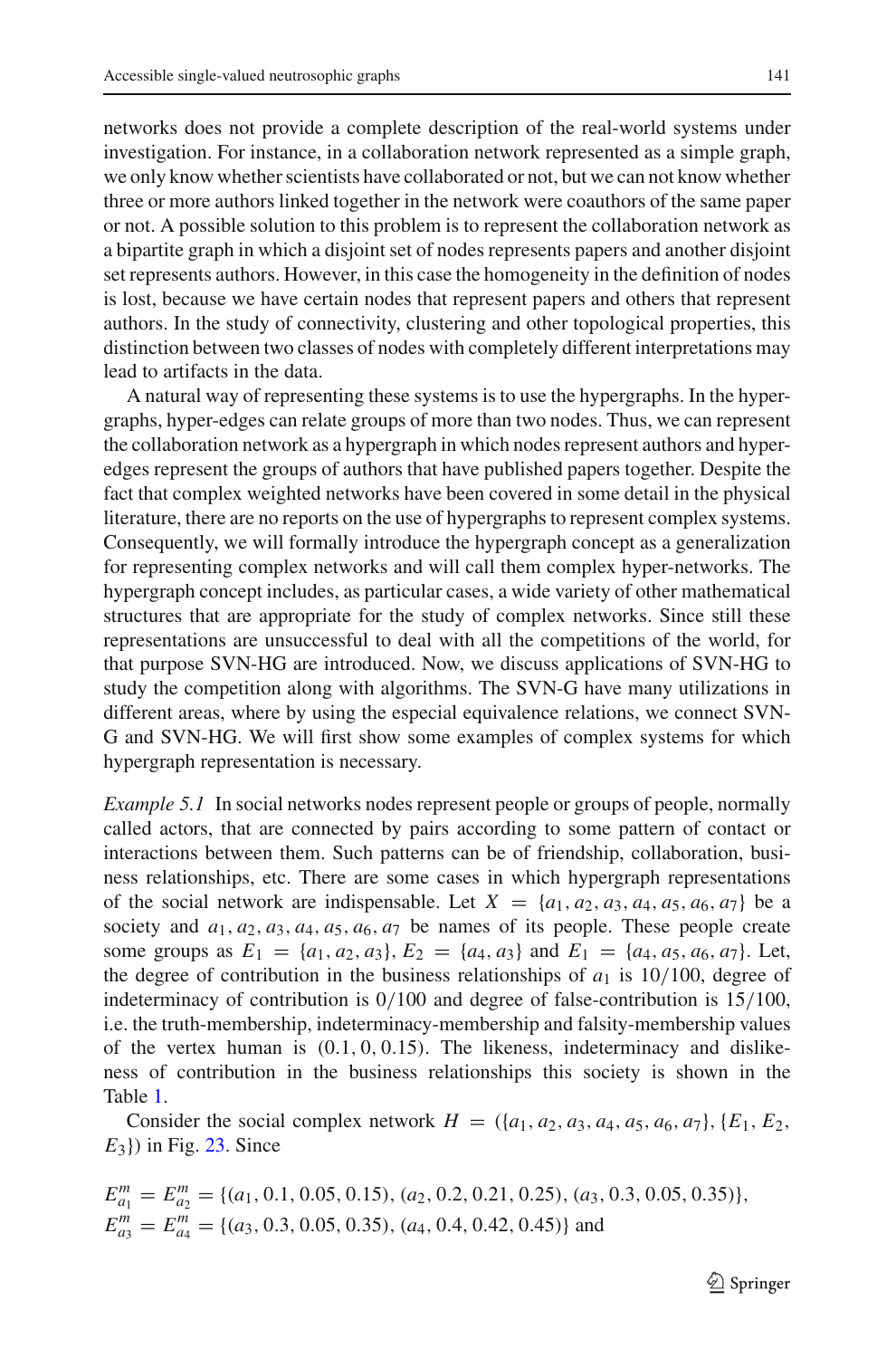networks does not provide a complete description of the real-world systems under investigation. For instance, in a collaboration network represented as a simple graph, we only know whether scientists have collaborated or not, but we can not know whether three or more authors linked together in the network were coauthors of the same paper or not. A possible solution to this problem is to represent the collaboration network as a bipartite graph in which a disjoint set of nodes represents papers and another disjoint set represents authors. However, in this case the homogeneity in the definition of nodes is lost, because we have certain nodes that represent papers and others that represent authors. In the study of connectivity, clustering and other topological properties, this distinction between two classes of nodes with completely different interpretations may lead to artifacts in the data.

A natural way of representing these systems is to use the hypergraphs. In the hypergraphs, hyper-edges can relate groups of more than two nodes. Thus, we can represent the collaboration network as a hypergraph in which nodes represent authors and hyper-edges represent the groups of authors that have published papers together. Despite the fact that complex weighted networks have been covered in some detail in the physical literature, there are no reports on the use of hypergraphs to represent complex systems. Consequently, we will formally introduce the hypergraph concept as a generalization for representing complex networks and will call them complex hyper-networks. The hypergraph concept includes, as particular cases, a wide variety of other mathematical structures that are appropriate for the study of complex networks. Since still these representations are unsuccessful to deal with all the competitions of the world, for that purpose SVN-HG are introduced. Now, we discuss applications of SVN-HG to study the competition along with algorithms. The SVN-G have many utilizations in different areas, where by using the especial equivalence relations, we connect SVN-G and SVN-HG. We will first show some examples of complex systems for which hypergraph representation is necessary.

*Example 5.1* In social networks nodes represent people or groups of people, normally called actors, that are connected by pairs according to some pattern of contact or interactions between them. Such patterns can be of friendship, collaboration, business relationships, etc. There are some cases in which hypergraph representations of the social network are indispensable. Let $X = \{a_1, a_2, a_3, a_4, a_5, a_6, a_7\}$ be a society and $a_1, a_2, a_3, a_4, a_5, a_6, a_7$ be names of its people. These people create some groups as $E_1 = \{a_1, a_2, a_3\}$, $E_2 = \{a_4, a_3\}$ and $E_1 = \{a_4, a_5, a_6, a_7\}$. Let, the degree of contribution in the business relationships of $a_1$ is 10/100, degree of indeterminacy of contribution is 0/100 and degree of false-contribution is 15/100, i.e. the truth-membership, indeterminacy-membership and falsity-membership values of the vertex human is $(0.1, 0, 0.15)$. The likeness, indeterminacy and dislikeness of contribution in the business relationships this society is shown in the Table 1.

Consider the social complex network $H = (\{a_1, a_2, a_3, a_4, a_5, a_6, a_7\}, \{E_1, E_2, E_3\})$ in Fig. 23. Since

$$E^m_{a_1} = E^m_{a_2} = \{(a_1, 0.1, 0.05, 0.15), (a_2, 0.2, 0.21, 0.25), (a_3, 0.3, 0.05, 0.35)\},$$
$$E^m_{a_3} = E^m_{a_4} = \{(a_3, 0.3, 0.05, 0.35), (a_4, 0.4, 0.42, 0.45)\} \text{ and}$$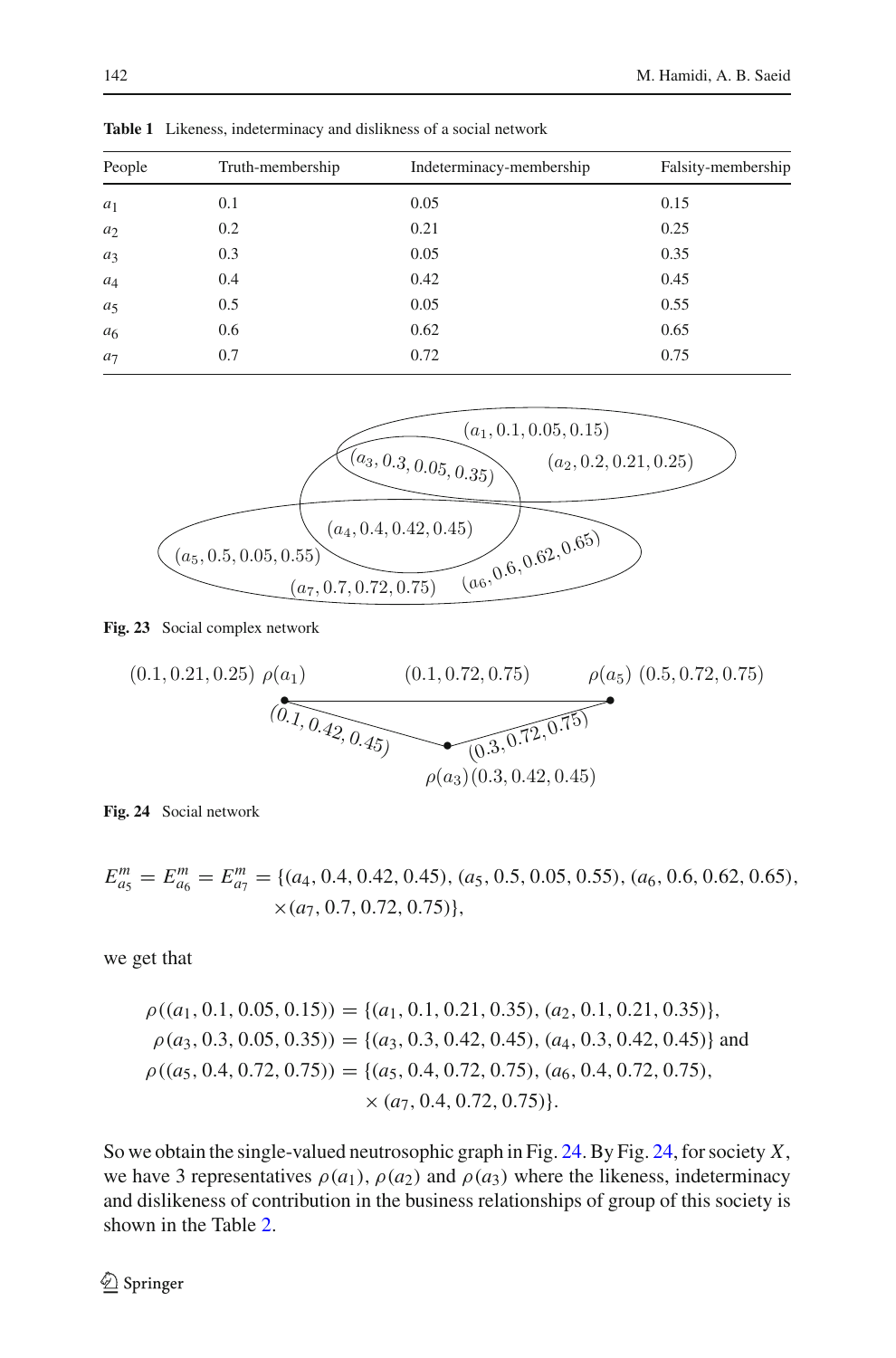**Table 1** Likeness, indeterminacy and dislikness of a social network

| People | Truth-membership | Indeterminacy-membership | Falsity-membership |
|---|---|---|---|
| $a_1$ | 0.1 | 0.05 | 0.15 |
| $a_2$ | 0.2 | 0.21 | 0.25 |
| $a_3$ | 0.3 | 0.05 | 0.35 |
| $a_4$ | 0.4 | 0.42 | 0.45 |
| $a_5$ | 0.5 | 0.05 | 0.55 |
| $a_6$ | 0.6 | 0.62 | 0.65 |
| $a_7$ | 0.7 | 0.72 | 0.75 |

**Fig. 23** Social complex network

**Fig. 24** Social network

$$E^m_{a_5} = E^m_{a_6} = E^m_{a_7} = \{(a_4, 0.4, 0.42, 0.45), (a_5, 0.5, 0.05, 0.55), (a_6, 0.6, 0.62, 0.65), \times (a_7, 0.7, 0.72, 0.75)\},$$

we get that

$$\rho((a_1, 0.1, 0.05, 0.15)) = \{(a_1, 0.1, 0.21, 0.35), (a_2, 0.1, 0.21, 0.35)\},$$
$$\rho(a_3, 0.3, 0.05, 0.35)) = \{(a_3, 0.3, 0.42, 0.45), (a_4, 0.3, 0.42, 0.45)\} \text{ and}$$
$$\rho((a_5, 0.4, 0.72, 0.75)) = \{(a_5, 0.4, 0.72, 0.75), (a_6, 0.4, 0.72, 0.75), \times (a_7, 0.4, 0.72, 0.75)\}.$$

So we obtain the single-valued neutrosophic graph in Fig. 24. By Fig. 24, for society $X$, we have 3 representatives $\rho(a_1)$, $\rho(a_2)$ and $\rho(a_3)$ where the likeness, indeterminacy and dislikeness of contribution in the business relationships of group of this society is shown in the Table 2.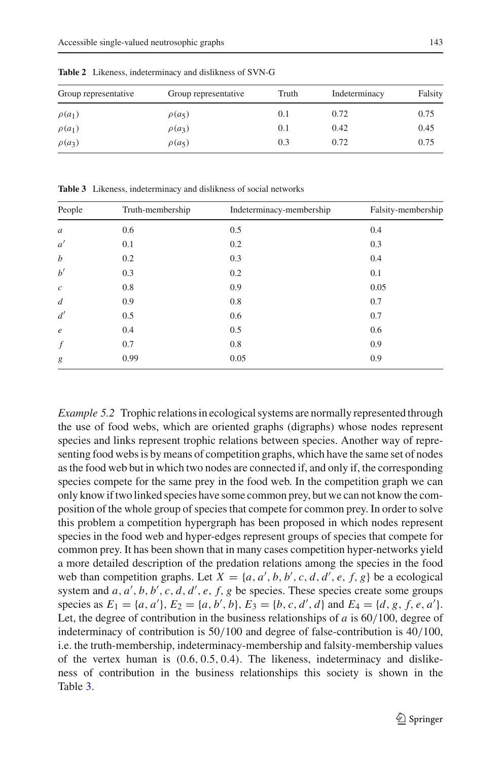**Table 2** Likeness, indeterminacy and dislikness of SVN-G

| Group representative | Group representative | Truth | Indeterminacy | Falsity |
|---|---|---|---|---|
| $\rho(a_1)$ | $\rho(a_5)$ | 0.1 | 0.72 | 0.75 |
| $\rho(a_1)$ | $\rho(a_3)$ | 0.1 | 0.42 | 0.45 |
| $\rho(a_3)$ | $\rho(a_5)$ | 0.3 | 0.72 | 0.75 |

**Table 3** Likeness, indeterminacy and dislikness of social networks

| People | Truth-membership | Indeterminacy-membership | Falsity-membership |
|---|---|---|---|
| $a$ | 0.6 | 0.5 | 0.4 |
| $a'$ | 0.1 | 0.2 | 0.3 |
| $b$ | 0.2 | 0.3 | 0.4 |
| $b'$ | 0.3 | 0.2 | 0.1 |
| $c$ | 0.8 | 0.9 | 0.05 |
| $d$ | 0.9 | 0.8 | 0.7 |
| $d'$ | 0.5 | 0.6 | 0.7 |
| $e$ | 0.4 | 0.5 | 0.6 |
| $f$ | 0.7 | 0.8 | 0.9 |
| $g$ | 0.99 | 0.05 | 0.9 |

*Example 5.2* Trophic relations in ecological systems are normally represented through the use of food webs, which are oriented graphs (digraphs) whose nodes represent species and links represent trophic relations between species. Another way of representing food webs is by means of competition graphs, which have the same set of nodes as the food web but in which two nodes are connected if, and only if, the corresponding species compete for the same prey in the food web. In the competition graph we can only know if two linked species have some common prey, but we can not know the composition of the whole group of species that compete for common prey. In order to solve this problem a competition hypergraph has been proposed in which nodes represent species in the food web and hyper-edges represent groups of species that compete for common prey. It has been shown that in many cases competition hyper-networks yield a more detailed description of the predation relations among the species in the food web than competition graphs. Let $X = \{a, a', b, b', c, d, d', e, f, g\}$ be a ecological system and $a, a', b, b', c, d, d', e, f, g$ be species. These species create some groups species as $E_1 = \{a, a'\}$, $E_2 = \{a, b', b\}$, $E_3 = \{b, c, d', d\}$ and $E_4 = \{d, g, f, e, a'\}$. Let, the degree of contribution in the business relationships of $a$ is $60/100$, degree of indeterminacy of contribution is $50/100$ and degree of false-contribution is $40/100$, i.e. the truth-membership, indeterminacy-membership and falsity-membership values of the vertex human is $(0.6, 0.5, 0.4)$. The likeness, indeterminacy and dislikeness of contribution in the business relationships this society is shown in the Table 3.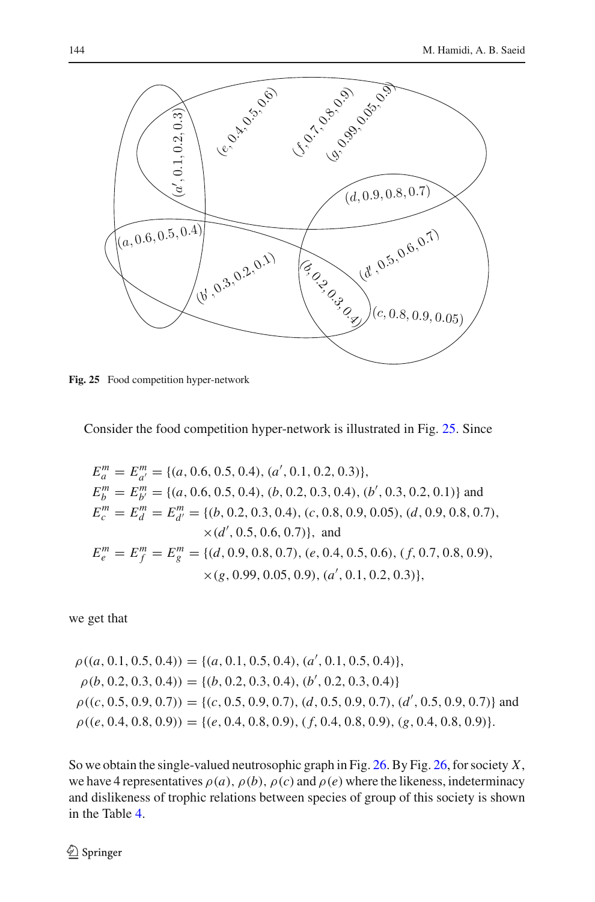Fig. 25 Food competition hyper-network

Consider the food competition hyper-network is illustrated in Fig. 25. Since

$$
\begin{aligned}
E^m_a &= E^m_{a'} = \{(a, 0.6, 0.5, 0.4), (a', 0.1, 0.2, 0.3)\},\\
E^m_b &= E^m_{b'} = \{(a, 0.6, 0.5, 0.4), (b, 0.2, 0.3, 0.4), (b', 0.3, 0.2, 0.1)\} \text{ and}\\
E^m_c &= E^m_d = E^m_{d'} = \{(b, 0.2, 0.3, 0.4), (c, 0.8, 0.9, 0.05), (d, 0.9, 0.8, 0.7),\\
&\qquad \times (d', 0.5, 0.6, 0.7)\}, \text{ and}\\
E^m_e &= E^m_f = E^m_g = \{(d, 0.9, 0.8, 0.7), (e, 0.4, 0.5, 0.6), (f, 0.7, 0.8, 0.9),\\
&\qquad \times (g, 0.99, 0.05, 0.9), (a', 0.1, 0.2, 0.3)\},
\end{aligned}
$$

we get that

$$
\begin{aligned}
\rho((a, 0.1, 0.5, 0.4)) &= \{(a, 0.1, 0.5, 0.4), (a', 0.1, 0.5, 0.4)\},\\
\rho(b, 0.2, 0.3, 0.4)) &= \{(b, 0.2, 0.3, 0.4), (b', 0.2, 0.3, 0.4)\}\\
\rho((c, 0.5, 0.9, 0.7)) &= \{(c, 0.5, 0.9, 0.7), (d, 0.5, 0.9, 0.7), (d', 0.5, 0.9, 0.7)\} \text{ and}\\
\rho((e, 0.4, 0.8, 0.9)) &= \{(e, 0.4, 0.8, 0.9), (f, 0.4, 0.8, 0.9), (g, 0.4, 0.8, 0.9)\}.
\end{aligned}
$$

So we obtain the single-valued neutrosophic graph in Fig. 26. By Fig. 26, for society $X$, we have 4 representatives $\rho(a)$, $\rho(b)$, $\rho(c)$ and $\rho(e)$ where the likeness, indeterminacy and dislikeness of trophic relations between species of group of this society is shown in the Table 4.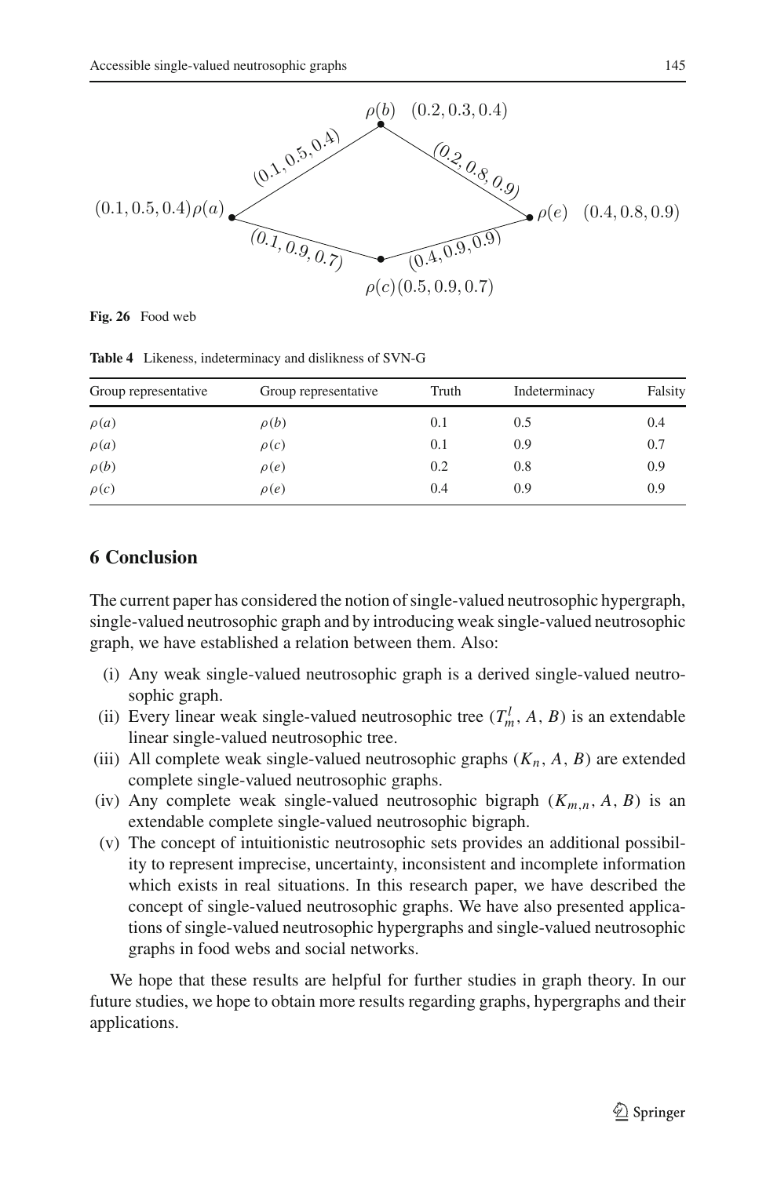**Fig. 26** Food web

**Table 4** Likeness, indeterminacy and dislikness of SVN-G

| Group representative | Group representative | Truth | Indeterminacy | Falsity |
|---|---|---|---|---|
| $\rho(a)$ | $\rho(b)$ | 0.1 | 0.5 | 0.4 |
| $\rho(a)$ | $\rho(c)$ | 0.1 | 0.9 | 0.7 |
| $\rho(b)$ | $\rho(e)$ | 0.2 | 0.8 | 0.9 |
| $\rho(c)$ | $\rho(e)$ | 0.4 | 0.9 | 0.9 |

## 6 Conclusion

The current paper has considered the notion of single-valued neutrosophic hypergraph, single-valued neutrosophic graph and by introducing weak single-valued neutrosophic graph, we have established a relation between them. Also:

- (i) Any weak single-valued neutrosophic graph is a derived single-valued neutrosophic graph.
- (ii) Every linear weak single-valued neutrosophic tree $(T_m^l, A, B)$ is an extendable linear single-valued neutrosophic tree.
- (iii) All complete weak single-valued neutrosophic graphs $(K_n, A, B)$ are extended complete single-valued neutrosophic graphs.
- (iv) Any complete weak single-valued neutrosophic bigraph $(K_{m,n}, A, B)$ is an extendable complete single-valued neutrosophic bigraph.
- (v) The concept of intuitionistic neutrosophic sets provides an additional possibility to represent imprecise, uncertainty, inconsistent and incomplete information which exists in real situations. In this research paper, we have described the concept of single-valued neutrosophic graphs. We have also presented applications of single-valued neutrosophic hypergraphs and single-valued neutrosophic graphs in food webs and social networks.

We hope that these results are helpful for further studies in graph theory. In our future studies, we hope to obtain more results regarding graphs, hypergraphs and their applications.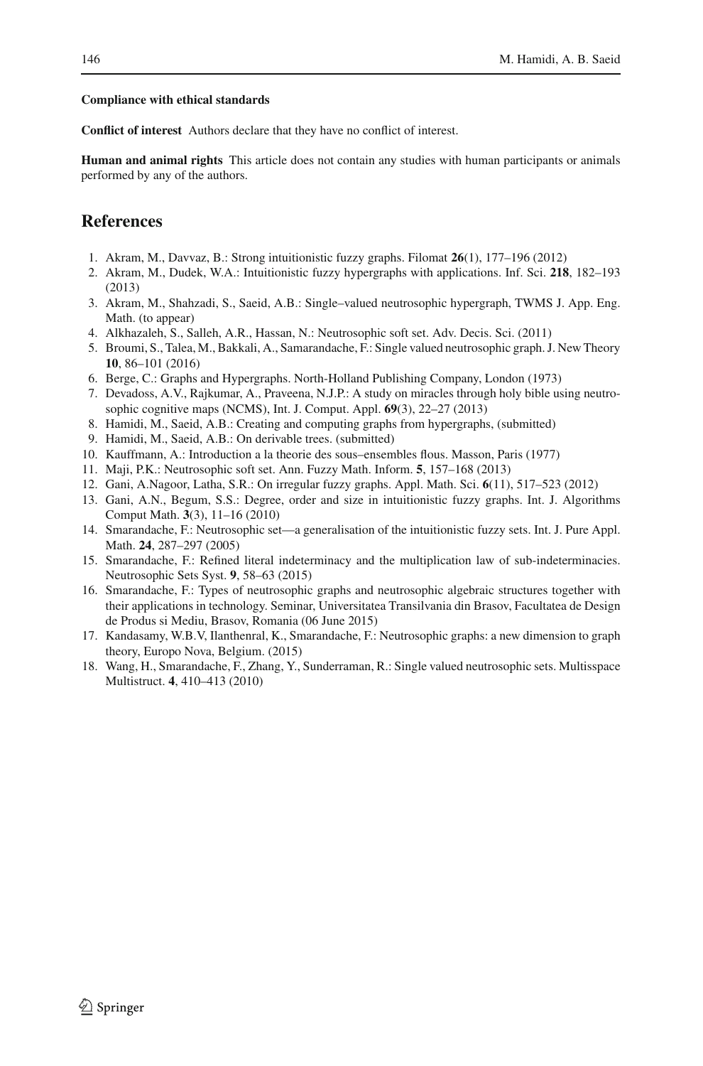**Compliance with ethical standards**

**Conflict of interest** Authors declare that they have no conflict of interest.

**Human and animal rights** This article does not contain any studies with human participants or animals performed by any of the authors.

## References

1. Akram, M., Davvaz, B.: Strong intuitionistic fuzzy graphs. Filomat **26**(1), 177–196 (2012)
2. Akram, M., Dudek, W.A.: Intuitionistic fuzzy hypergraphs with applications. Inf. Sci. **218**, 182–193 (2013)
3. Akram, M., Shahzadi, S., Saeid, A.B.: Single–valued neutrosophic hypergraph, TWMS J. App. Eng. Math. (to appear)
4. Alkhazaleh, S., Salleh, A.R., Hassan, N.: Neutrosophic soft set. Adv. Decis. Sci. (2011)
5. Broumi, S., Talea, M., Bakkali, A., Samarandache, F.: Single valued neutrosophic graph. J. New Theory **10**, 86–101 (2016)
6. Berge, C.: Graphs and Hypergraphs. North-Holland Publishing Company, London (1973)
7. Devadoss, A.V., Rajkumar, A., Praveena, N.J.P.: A study on miracles through holy bible using neutrosophic cognitive maps (NCMS), Int. J. Comput. Appl. **69**(3), 22–27 (2013)
8. Hamidi, M., Saeid, A.B.: Creating and computing graphs from hypergraphs, (submitted)
9. Hamidi, M., Saeid, A.B.: On derivable trees. (submitted)
10. Kauffmann, A.: Introduction a la theorie des sous–ensembles flous. Masson, Paris (1977)
11. Maji, P.K.: Neutrosophic soft set. Ann. Fuzzy Math. Inform. **5**, 157–168 (2013)
12. Gani, A.Nagoor, Latha, S.R.: On irregular fuzzy graphs. Appl. Math. Sci. **6**(11), 517–523 (2012)
13. Gani, A.N., Begum, S.S.: Degree, order and size in intuitionistic fuzzy graphs. Int. J. Algorithms Comput Math. **3**(3), 11–16 (2010)
14. Smarandache, F.: Neutrosophic set—a generalisation of the intuitionistic fuzzy sets. Int. J. Pure Appl. Math. **24**, 287–297 (2005)
15. Smarandache, F.: Refined literal indeterminacy and the multiplication law of sub-indeterminacies. Neutrosophic Sets Syst. **9**, 58–63 (2015)
16. Smarandache, F.: Types of neutrosophic graphs and neutrosophic algebraic structures together with their applications in technology. Seminar, Universitatea Transilvania din Brasov, Facultatea de Design de Produs si Mediu, Brasov, Romania (06 June 2015)
17. Kandasamy, W.B.V, Ilanthenral, K., Smarandache, F.: Neutrosophic graphs: a new dimension to graph theory, Europo Nova, Belgium. (2015)
18. Wang, H., Smarandache, F., Zhang, Y., Sunderraman, R.: Single valued neutrosophic sets. Multisspace Multistruct. **4**, 410–413 (2010)